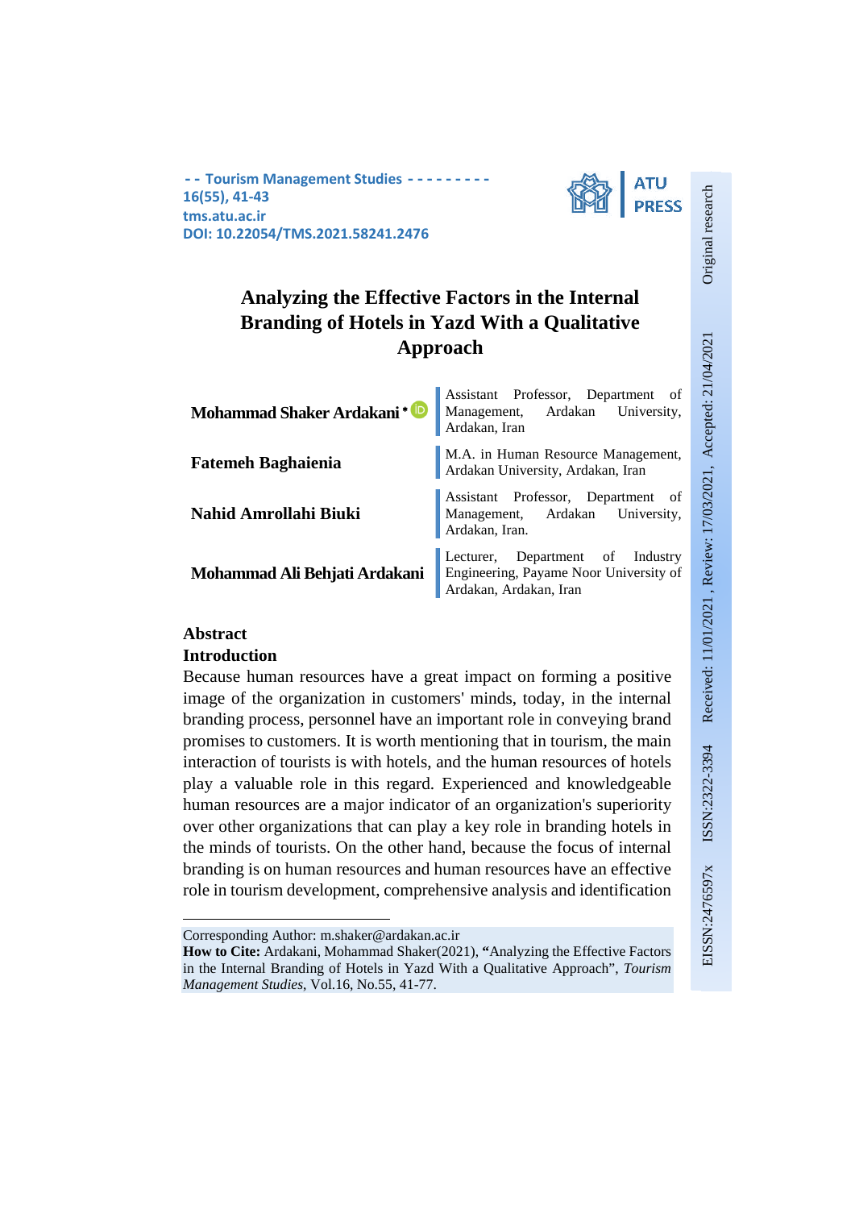# Analyzing the Effective Factors in the Internal Branding of Hotels in Yazd With a Qualitative Approach

| | |
|---|---|
| **Mohammad Shaker Ardakani** * | Assistant Professor, Department of Management, Ardakan University, Ardakan, Iran |
| **Fatemeh Baghaienia** | M.A. in Human Resource Management, Ardakan University, Ardakan, Iran |
| **Nahid Amrollahi Biuki** | Assistant Professor, Department of Management, Ardakan University, Ardakan, Iran. |
| **Mohammad Ali Behjati Ardakani** | Lecturer, Department of Industry Engineering, Payame Noor University of Ardakan, Ardakan, Iran |

## Abstract

### Introduction

Because human resources have a great impact on forming a positive image of the organization in customers' minds, today, in the internal branding process, personnel have an important role in conveying brand promises to customers. It is worth mentioning that in tourism, the main interaction of tourists is with hotels, and the human resources of hotels play a valuable role in this regard. Experienced and knowledgeable human resources are a major indicator of an organization's superiority over other organizations that can play a key role in branding hotels in the minds of tourists. On the other hand, because the focus of internal branding is on human resources and human resources have an effective role in tourism development, comprehensive analysis and identification

---

Corresponding Author: m.shaker@ardakan.ac.ir

**How to Cite:** Ardakani, Mohammad Shaker(2021), **"**Analyzing the Effective Factors in the Internal Branding of Hotels in Yazd With a Qualitative Approach", *Tourism Management Studies*, Vol.16, No.55, 41-77.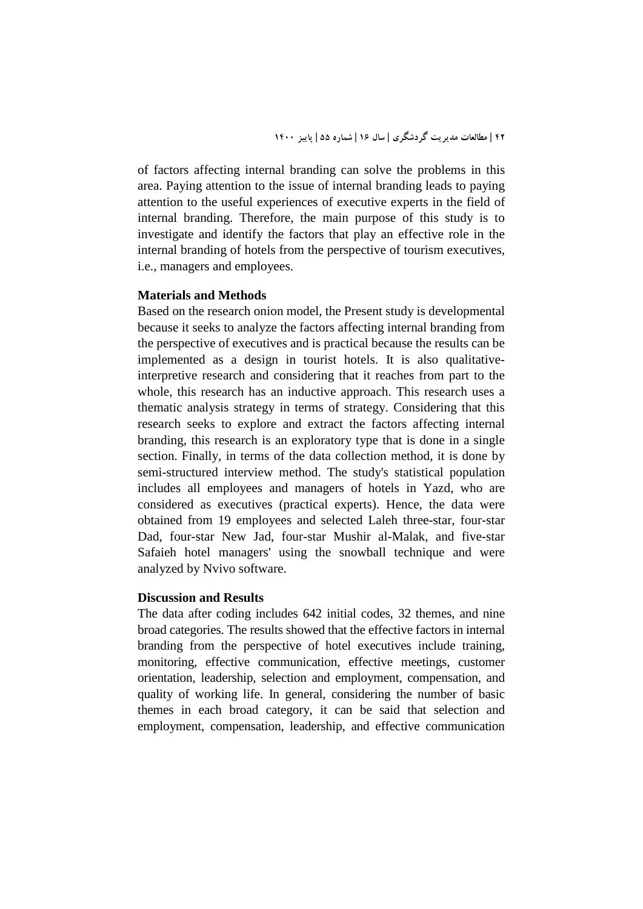of factors affecting internal branding can solve the problems in this area. Paying attention to the issue of internal branding leads to paying attention to the useful experiences of executive experts in the field of internal branding. Therefore, the main purpose of this study is to investigate and identify the factors that play an effective role in the internal branding of hotels from the perspective of tourism executives, i.e., managers and employees.

**Materials and Methods**

Based on the research onion model, the Present study is developmental because it seeks to analyze the factors affecting internal branding from the perspective of executives and is practical because the results can be implemented as a design in tourist hotels. It is also qualitative-interpretive research and considering that it reaches from part to the whole, this research has an inductive approach. This research uses a thematic analysis strategy in terms of strategy. Considering that this research seeks to explore and extract the factors affecting internal branding, this research is an exploratory type that is done in a single section. Finally, in terms of the data collection method, it is done by semi-structured interview method. The study's statistical population includes all employees and managers of hotels in Yazd, who are considered as executives (practical experts). Hence, the data were obtained from 19 employees and selected Laleh three-star, four-star Dad, four-star New Jad, four-star Mushir al-Malak, and five-star Safaieh hotel managers' using the snowball technique and were analyzed by Nvivo software.

**Discussion and Results**

The data after coding includes 642 initial codes, 32 themes, and nine broad categories. The results showed that the effective factors in internal branding from the perspective of hotel executives include training, monitoring, effective communication, effective meetings, customer orientation, leadership, selection and employment, compensation, and quality of working life. In general, considering the number of basic themes in each broad category, it can be said that selection and employment, compensation, leadership, and effective communication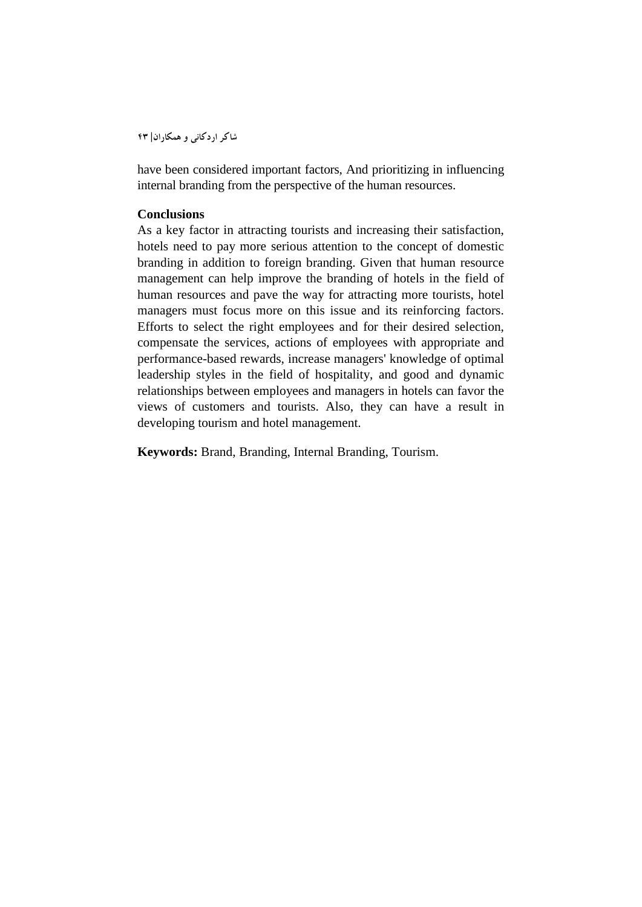have been considered important factors, And prioritizing in influencing internal branding from the perspective of the human resources.

**Conclusions**

As a key factor in attracting tourists and increasing their satisfaction, hotels need to pay more serious attention to the concept of domestic branding in addition to foreign branding. Given that human resource management can help improve the branding of hotels in the field of human resources and pave the way for attracting more tourists, hotel managers must focus more on this issue and its reinforcing factors. Efforts to select the right employees and for their desired selection, compensate the services, actions of employees with appropriate and performance-based rewards, increase managers' knowledge of optimal leadership styles in the field of hospitality, and good and dynamic relationships between employees and managers in hotels can favor the views of customers and tourists. Also, they can have a result in developing tourism and hotel management.

**Keywords:** Brand, Branding, Internal Branding, Tourism.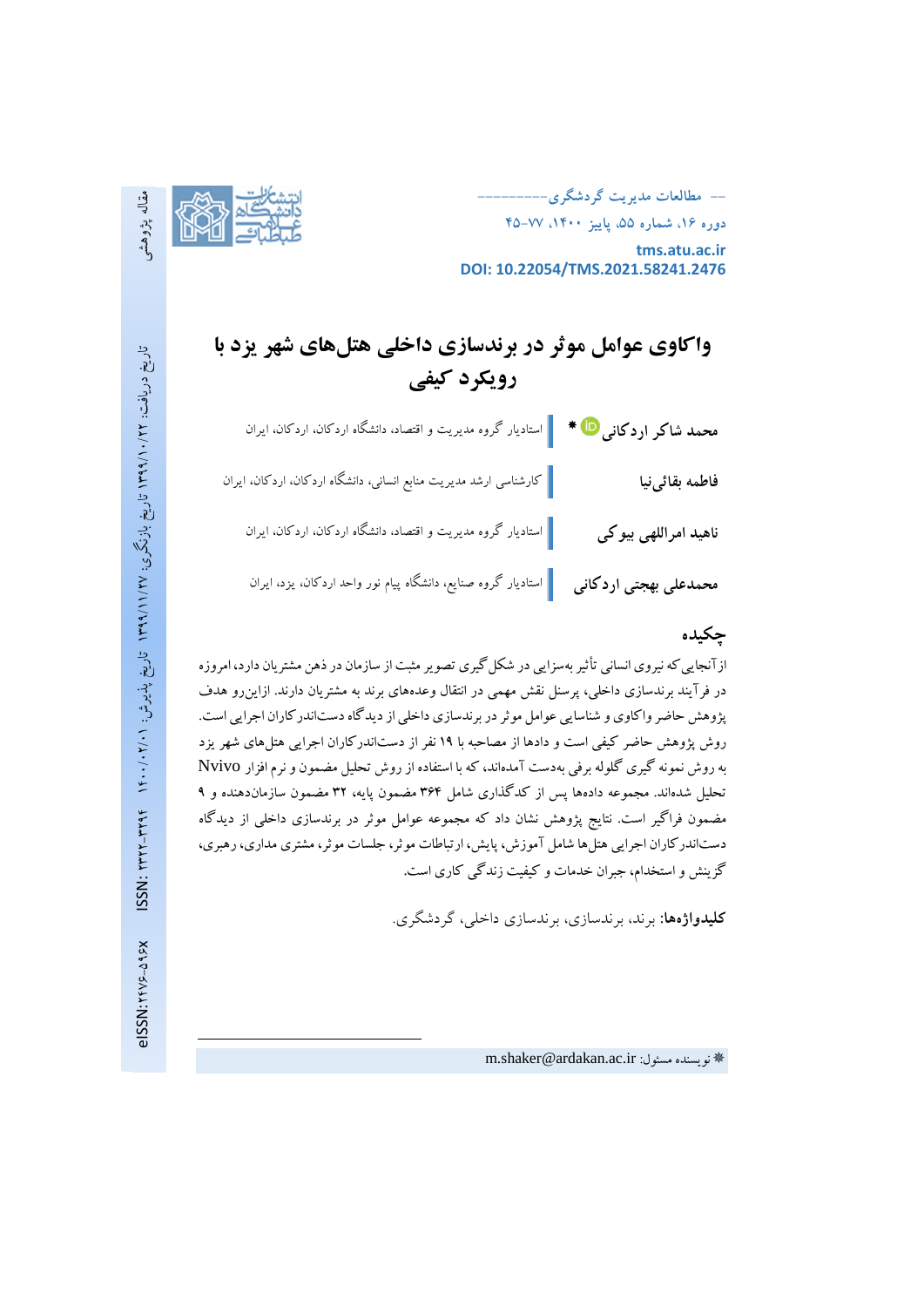# واکاوی عوامل موثر در برندسازی داخلی هتل‌های شهر یزد با رویکرد کیفی

**محمد شاکر اردکانی** * — استادیار گروه مدیریت و اقتصاد، دانشگاه اردکان، اردکان، ایران

**فاطمه بقائی‌نیا** — کارشناسی ارشد مدیریت منابع انسانی، دانشگاه اردکان، اردکان، ایران

**ناهید امراللهی بیوکی** — استادیار گروه مدیریت و اقتصاد، دانشگاه اردکان، اردکان، ایران

**محمدعلی بهجتی اردکانی** — استادیار گروه صنایع، دانشگاه پیام نور واحد اردکان، یزد، ایران

مقاله پژوهشی

تاریخ دریافت: ۱۳۹۹/۱۰/۲۲ تاریخ بازنگری: ۱۳۹۹/۱۱/۲۷ تاریخ پذیرش: ۱۴۰۰/۰۲/۰۱

## چکیده

ازآنجایی که نیروی انسانی تأثیر به‌سزایی در شکل‌گیری تصویر مثبت از سازمان در ذهن مشتریان دارد، امروزه در فرآیند برندسازی داخلی، پرسنل نقش مهمی در انتقال وعده‌های برند به مشتریان دارند. ازاین‌رو هدف پژوهش حاضر واکاوی و شناسایی عوامل موثر در برندسازی داخلی از دیدگاه دست‌اندرکاران اجرایی است. روش پژوهش حاضر کیفی است و داده‌ها از مصاحبه با ۱۹ نفر از دست‌اندرکاران اجرایی هتل‌های شهر یزد به روش نمونه گیری گلوله برفی به‌دست آمده‌اند، که با استفاده از روش تحلیل مضمون و نرم افزار Nvivo تحلیل شده‌اند. مجموعه داده‌ها پس از کدگذاری شامل ۳۶۴ مضمون پایه، ۳۲ مضمون سازمان‌دهنده و ۹ مضمون فراگیر است. نتایج پژوهش نشان داد که مجموعه عوامل موثر در برندسازی داخلی از دیدگاه دست‌اندرکاران اجرایی هتل‌ها شامل آموزش، پایش، ارتباطات موثر، جلسات موثر، مشتری مداری، رهبری، گزینش و استخدام، جبران خدمات و کیفیت زندگی کاری است.

**کلیدواژه‌ها:** برند، برندسازی، برندسازی داخلی، گردشگری.

---

* نویسنده مسئول: m.shaker@ardakan.ac.ir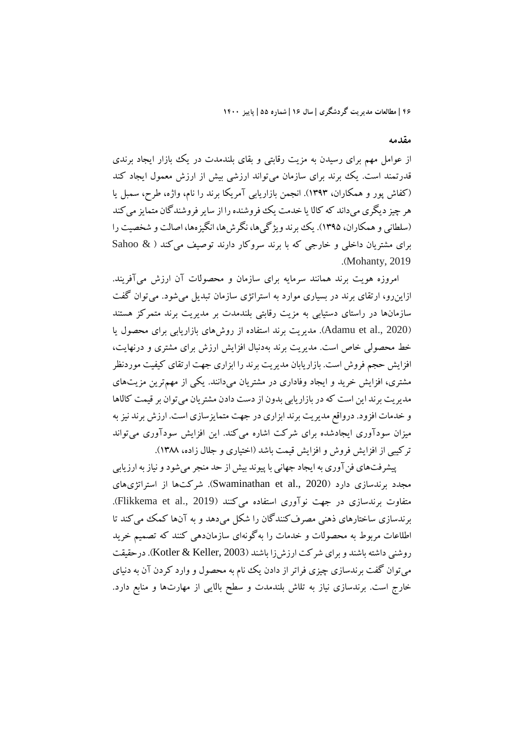## مقدمه

از عوامل مهم برای رسیدن به مزیت رقابتی و بقای بلندمدت در یک بازار ایجاد برندی قدرتمند است. یک برند برای سازمان می‌تواند ارزشی بیش از ارزش معمول ایجاد کند (کفاش پور و همکاران، ۱۳۹۳). انجمن بازاریابی آمریکا برند را نام، واژه، طرح، سمبل یا هر چیز دیگری می‌داند که کالا یا خدمت یک فروشنده را از سایر فروشندگان متمایز می‌کند (سلطانی و همکاران، ۱۳۹۵). یک برند ویژگی‌ها، نگرش‌ها، انگیزه‌ها، اصالت و شخصیت را برای مشتریان داخلی و خارجی که با برند سروکار دارند توصیف می‌کند (Sahoo & Mohanty, 2019).

امروزه هویت برند همانند سرمایه برای سازمان و محصولات آن ارزش می‌آفریند. ازاین‌رو، ارتقای برند در بسیاری موارد به استراتژی سازمان تبدیل می‌شود. می‌توان گفت سازمان‌ها در راستای دستیابی به مزیت رقابتی بلندمدت بر مدیریت برند متمرکز هستند (Adamu et al., 2020). مدیریت برند استفاده از روش‌های بازاریابی برای محصول یا خط محصولی خاص است. مدیریت برند به‌دنبال افزایش ارزش برای مشتری و درنهایت، افزایش حجم فروش است. بازاریابان مدیریت برند را ابزاری جهت ارتقای کیفیت موردنظر مشتری، افزایش خرید و ایجاد وفاداری در مشتریان می‌دانند. یکی از مهم‌ترین مزیت‌های مدیریت برند این است که در بازاریابی بدون از دست دادن مشتریان می‌توان بر قیمت کالاها و خدمات افزود. درواقع مدیریت برند ابزاری در جهت متمایزسازی است. ارزش برند نیز به میزان سودآوری ایجادشده برای شرکت اشاره می‌کند. این افزایش سودآوری می‌تواند ترکیبی از افزایش فروش و افزایش قیمت باشد (اختیاری و جلال زاده، ۱۳۸۸).

پیشرفت‌های فن‌آوری به ایجاد جهانی با پیوند بیش از حد منجر می‌شود و نیاز به ارزیابی مجدد برندسازی دارد (Swaminathan et al., 2020). شرکت‌ها از استراتژی‌های متفاوت برندسازی در جهت نوآوری استفاده می‌کنند (Flikkema et al., 2019). برندسازی ساختارهای ذهنی مصرف‌کنندگان را شکل می‌دهد و به آن‌ها کمک می‌کند تا اطلاعات مربوط به محصولات و خدمات را به‌گونه‌ای سازمان‌دهی کنند که تصمیم خرید روشنی داشته باشند و برای شرکت ارزش‌زا باشند (Kotler & Keller, 2003). درحقیقت می‌توان گفت برندسازی چیزی فراتر از دادن یک نام به محصول و وارد کردن آن به دنیای خارج است. برندسازی نیاز به تلاش بلندمدت و سطح بالایی از مهارت‌ها و منابع دارد.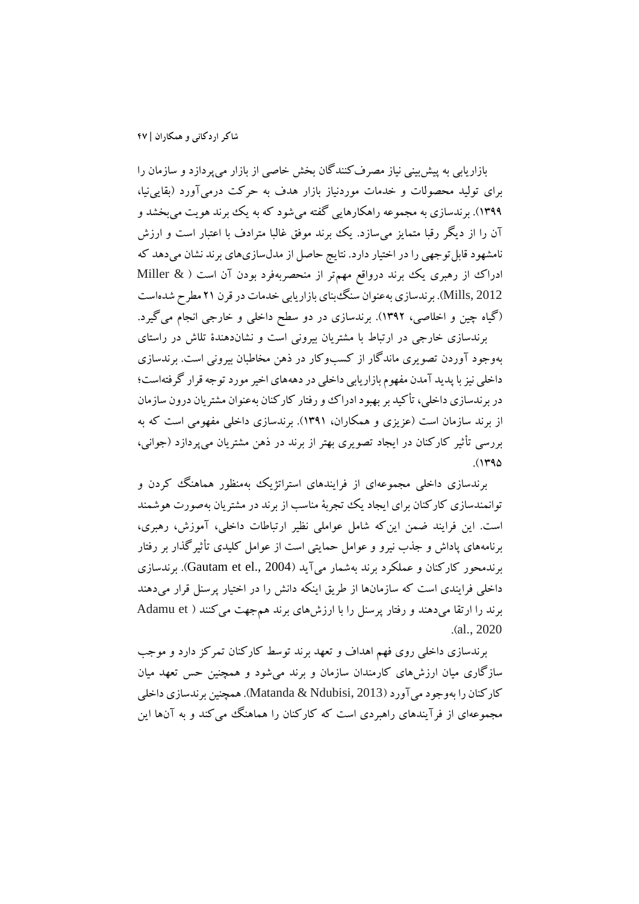بازاریابی به پیش‌بینی نیاز مصرف‌کنندگان بخش خاصی از بازار می‌پردازد و سازمان را برای تولید محصولات و خدمات موردنیاز بازار هدف به حرکت درمی‌آورد (بقایی‌نیا، ۱۳۹۹). برندسازی به مجموعه راهکارهایی گفته می‌شود که به یک برند هویت می‌بخشد و آن را از دیگر رقبا متمایز می‌سازد. یک برند موفق غالبا مترادف با اعتبار است و ارزش نامشهود قابل‌توجهی را در اختیار دارد. نتایج حاصل از مدل‌سازی‌های برند نشان می‌دهد که ادراک از رهبری یک برند درواقع مهم‌تر از منحصربه‌فرد بودن آن است (Miller & Mills, 2012). برندسازی به‌عنوان سنگ‌بنای بازاریابی خدمات در قرن ۲۱ مطرح شده‌است (گیاه چین و اخلاصی، ۱۳۹۲). برندسازی در دو سطح داخلی و خارجی انجام می‌گیرد.

برندسازی خارجی در ارتباط با مشتریان بیرونی است و نشان‌دهندهٔ تلاش در راستای به‌وجود آوردن تصویری ماندگار از کسب‌وکار در ذهن مخاطبان بیرونی است. برندسازی داخلی نیز با پدید آمدن مفهوم بازاریابی داخلی در دهه‌های اخیر مورد توجه قرار گرفته‌است؛ در برندسازی داخلی، تأکید بر بهبود ادراک و رفتار کارکنان به‌عنوان مشتریان درون سازمان از برند سازمان است (عزیزی و همکاران، ۱۳۹۱). برندسازی داخلی مفهومی است که به بررسی تأثیر کارکنان در ایجاد تصویری بهتر از برند در ذهن مشتریان می‌پردازد (جوانی، ۱۳۹۵).

برندسازی داخلی مجموعه‌ای از فرایندهای استراتژیک به‌منظور هماهنگ کردن و توانمندسازی کارکنان برای ایجاد یک تجربهٔ مناسب از برند در مشتریان به‌صورت هوشمند است. این فرایند ضمن این‌که شامل عواملی نظیر ارتباطات داخلی، آموزش، رهبری، برنامه‌های پاداش و جذب نیرو و عوامل حمایتی است از عوامل کلیدی تأثیرگذار بر رفتار برندمحور کارکنان و عملکرد برند به‌شمار می‌آید (Gautam et el., 2004). برندسازی داخلی فرایندی است که سازمان‌ها از طریق اینکه دانش را در اختیار پرسنل قرار می‌دهند برند را ارتقا می‌دهند و رفتار پرسنل را با ارزش‌های برند هم‌جهت می‌کنند (Adamu et al., 2020).

برندسازی داخلی روی فهم اهداف و تعهد برند توسط کارکنان تمرکز دارد و موجب سازگاری میان ارزش‌های کارمندان سازمان و برند می‌شود و همچنین حس تعهد میان کارکنان را به‌وجود می‌آورد (Matanda & Ndubisi, 2013). همچنین برندسازی داخلی مجموعه‌ای از فرآیندهای راهبردی است که کارکنان را هماهنگ می‌کند و به آن‌ها این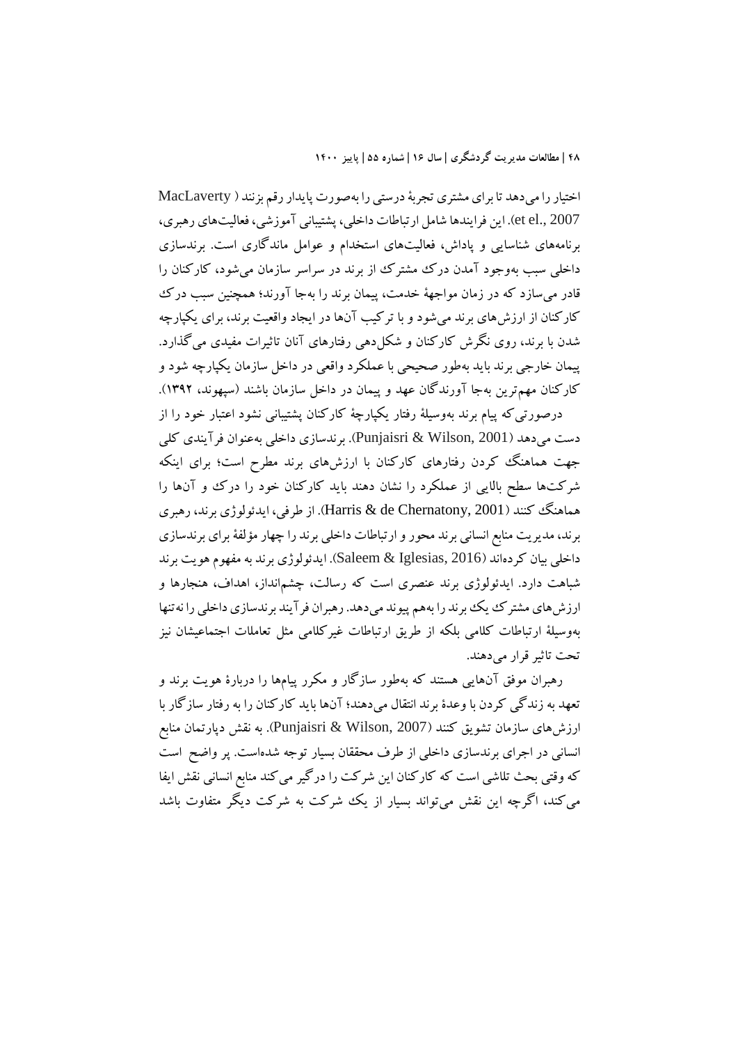اختیار را می‌دهد تا برای مشتری تجربهٔ درستی را به‌صورت پایدار رقم بزنند (MacLaverty et el., 2007). این فرایندها شامل ارتباطات داخلی، پشتیبانی آموزشی، فعالیت‌های رهبری، برنامه‌های شناسایی و پاداش، فعالیت‌های استخدام و عوامل ماندگاری است. برندسازی داخلی سبب به‌وجود آمدن درک مشترک از برند در سراسر سازمان می‌شود، کارکنان را قادر می‌سازد که در زمان مواجههٔ خدمت، پیمان برند را به‌جا آورند؛ همچنین سبب درک کارکنان از ارزش‌های برند می‌شود و با ترکیب آن‌ها در ایجاد واقعیت برند، برای یکپارچه شدن با برند، روی نگرش کارکنان و شکل‌دهی رفتارهای آنان تاثیرات مفیدی می‌گذارد. پیمان خارجی برند باید به‌طور صحیحی با عملکرد واقعی در داخل سازمان یکپارچه شود و کارکنان مهم‌ترین به‌جا آورندگان عهد و پیمان در داخل سازمان باشند (سپهوند، ۱۳۹۲).

درصورتی‌که پیام برند به‌وسیلهٔ رفتار یکپارچهٔ کارکنان پشتیبانی نشود اعتبار خود را از دست می‌دهد (Punjaisri & Wilson, 2001). برندسازی داخلی به‌عنوان فرآیندی کلی جهت هماهنگ کردن رفتارهای کارکنان با ارزش‌های برند مطرح است؛ برای اینکه شرکت‌ها سطح بالایی از عملکرد را نشان دهند باید کارکنان خود را درک و آن‌ها را هماهنگ کنند (Harris & de Chernatony, 2001). از طرفی، ایدئولوژی برند، رهبری برند، مدیریت منابع انسانی برند محور و ارتباطات داخلی برند را چهار مؤلفهٔ برای برندسازی داخلی بیان کرده‌اند (Saleem & Iglesias, 2016). ایدئولوژی برند به مفهوم هویت برند شباهت دارد. ایدئولوژی برند عنصری است که رسالت، چشم‌انداز، اهداف، هنجارها و ارزش‌های مشترک یک برند را به‌هم پیوند می‌دهد. رهبران فرآیند برندسازی داخلی را نه‌تنها به‌وسیلهٔ ارتباطات کلامی بلکه از طریق ارتباطات غیرکلامی مثل تعاملات اجتماعیشان نیز تحت تاثیر قرار می‌دهند.

رهبران موفق آن‌هایی هستند که به‌طور سازگار و مکرر پیام‌ها را دربارهٔ هویت برند و تعهد به زندگی کردن با وعدهٔ برند انتقال می‌دهند؛ آن‌ها باید کارکنان را به رفتار سازگار با ارزش‌های سازمان تشویق کنند (Punjaisri & Wilson, 2007). به نقش دپارتمان منابع انسانی در اجرای برندسازی داخلی از طرف محققان بسیار توجه شده‌است. پر واضح است که وقتی بحث تلاشی است که کارکنان این شرکت را درگیر می‌کند منابع انسانی نقش ایفا می‌کند، اگرچه این نقش می‌تواند بسیار از یک شرکت به شرکت دیگر متفاوت باشد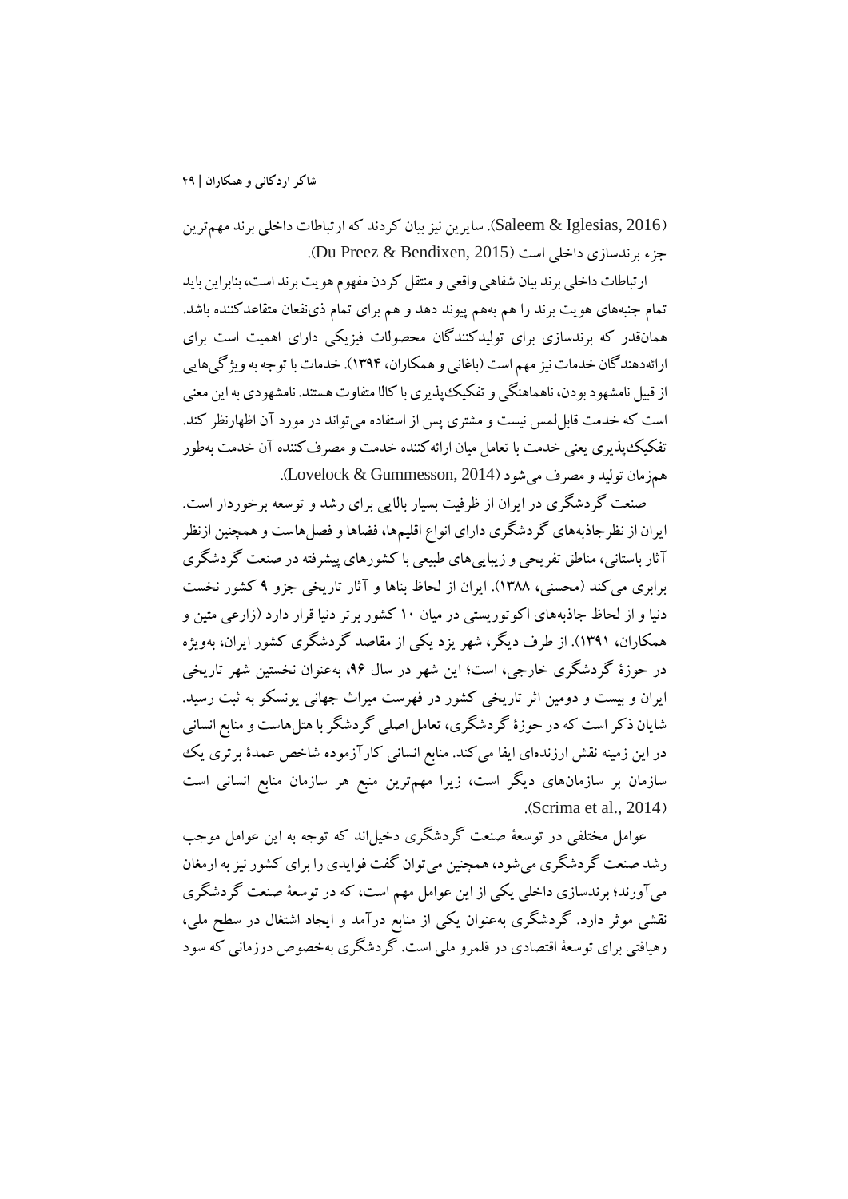(Saleem & Iglesias, 2016). سایرین نیز بیان کردند که ارتباطات داخلی برند مهم‌ترین جزء برندسازی داخلی است (Du Preez & Bendixen, 2015).

ارتباطات داخلی برند بیان شفاهی واقعی و منتقل کردن مفهوم هویت برند است، بنابراین باید تمام جنبه‌های هویت برند را هم به‌هم پیوند دهد و هم برای تمام ذی‌نفعان متقاعدکننده باشد. همان‌قدر که برندسازی برای تولیدکنندگان محصولات فیزیکی دارای اهمیت است برای ارائه‌دهندگان خدمات نیز مهم است (باغانی و همکاران، ۱۳۹۴). خدمات با توجه به ویژگی‌هایی از قبیل نامشهود بودن، ناهماهنگی و تفکیک‌پذیری با کالا متفاوت هستند. نامشهودی به این معنی است که خدمت قابل‌لمس نیست و مشتری پس از استفاده می‌تواند در مورد آن اظهارنظر کند. تفکیک‌پذیری یعنی خدمت با تعامل میان ارائه‌کننده خدمت و مصرف‌کننده آن خدمت به‌طور هم‌زمان تولید و مصرف می‌شود (Lovelock & Gummesson, 2014).

صنعت گردشگری در ایران از ظرفیت بسیار بالایی برای رشد و توسعه برخوردار است. ایران از نظرجاذبه‌های گردشگری دارای انواع اقلیم‌ها، فضاها و فصل‌هاست و همچنین ازنظر آثار باستانی، مناطق تفریحی و زیبایی‌های طبیعی با کشورهای پیشرفته در صنعت گردشگری برابری می‌کند (محسنی، ۱۳۸۸). ایران از لحاظ بناها و آثار تاریخی جزو ۹ کشور نخست دنیا و از لحاظ جاذبه‌های اکوتوریستی در میان ۱۰ کشور برتر دنیا قرار دارد (زارعی متین و همکاران، ۱۳۹۱). از طرف دیگر، شهر یزد یکی از مقاصد گردشگری کشور ایران، به‌ویژه در حوزهٔ گردشگری خارجی، است؛ این شهر در سال ۹۶، به‌عنوان نخستین شهر تاریخی ایران و بیست و دومین اثر تاریخی کشور در فهرست میراث جهانی یونسکو به ثبت رسید. شایان ذکر است که در حوزهٔ گردشگری، تعامل اصلی گردشگر با هتل‌هاست و منابع انسانی در این زمینه نقش ارزنده‌ای ایفا می‌کند. منابع انسانی کارآزموده شاخص عمدهٔ برتری یک سازمان بر سازمان‌های دیگر است، زیرا مهم‌ترین منبع هر سازمان منابع انسانی است (Scrima et al., 2014).

عوامل مختلفی در توسعهٔ صنعت گردشگری دخیل‌اند که توجه به این عوامل موجب رشد صنعت گردشگری می‌شود، همچنین می‌توان گفت فوایدی را برای کشور نیز به ارمغان می‌آورند؛ برندسازی داخلی یکی از این عوامل مهم است، که در توسعهٔ صنعت گردشگری نقشی موثر دارد. گردشگری به‌عنوان یکی از منابع درآمد و ایجاد اشتغال در سطح ملی، رهیافتی برای توسعهٔ اقتصادی در قلمرو ملی است. گردشگری به‌خصوص درزمانی که سود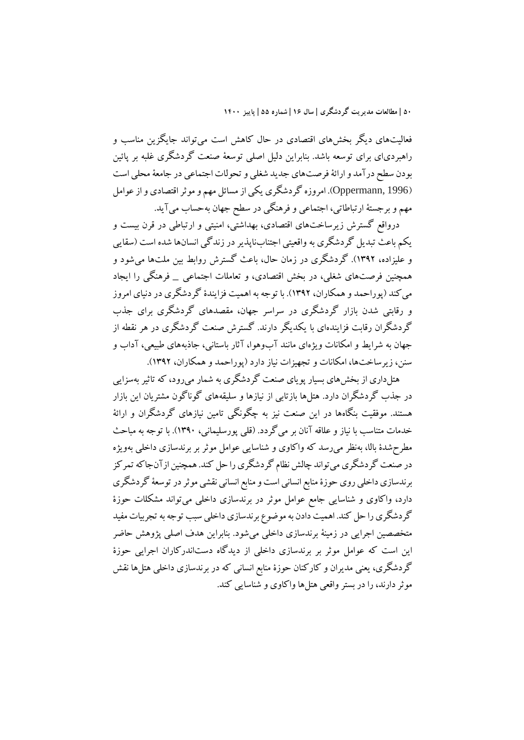فعالیت‌های دیگر بخش‌های اقتصادی در حال کاهش است می‌تواند جایگزین مناسب و راهبردی‌ای برای توسعه باشد. بنابراین دلیل اصلی توسعهٔ صنعت گردشگری غلبه بر پائین بودن سطح درآمد و ارائهٔ فرصت‌های جدید شغلی و تحولات اجتماعی در جامعهٔ محلی است (Oppermann, 1996). امروزه گردشگری یکی از مسائل مهم و موثر اقتصادی و از عوامل مهم و برجستهٔ ارتباطاتی، اجتماعی و فرهنگی در سطح جهان به‌حساب می‌آید.

درواقع گسترش زیرساخت‌های اقتصادی، بهداشتی، امنیتی و ارتباطی در قرن بیست و یکم باعث تبدیل گردشگری به واقعیتی اجتناب‌ناپذیر در زندگی انسان‌ها شده است (سقایی و علیزاده، ۱۳۹۲). گردشگری در زمان حال، باعث گسترش روابط بین ملت‌ها می‌شود و همچنین فرصت‌های شغلی، در بخش اقتصادی، و تعاملات اجتماعی _ فرهنگی را ایجاد می‌کند (پوراحمد و همکاران، ۱۳۹۲). با توجه به اهمیت فزایندهٔ گردشگری در دنیای امروز و رقابتی شدن بازار گردشگری در سراسر جهان، مقصدهای گردشگری برای جذب گردشگران رقابت فزاینده‌ای با یکدیگر دارند. گسترش صنعت گردشگری در هر نقطه از جهان به شرایط و امکانات ویژه‌ای مانند آب‌وهوا، آثار باستانی، جاذبه‌های طبیعی، آداب و سنن، زیرساخت‌ها، امکانات و تجهیزات نیاز دارد (پوراحمد و همکاران، ۱۳۹۲).

هتل‌داری از بخش‌های بسیار پویای صنعت گردشگری به شمار می‌رود، که تاثیر به‌سزایی در جذب گردشگران دارد. هتل‌ها بازتابی از نیازها و سلیقه‌های گوناگون مشتریان این بازار هستند. موفقیت بنگاه‌ها در این صنعت نیز به چگونگی تامین نیازهای گردشگران و ارائهٔ خدمات متناسب با نیاز و علاقه آنان بر می‌گردد. (قلی پورسلیمانی، ۱۳۹۰). با توجه به مباحث مطرح‌شدهٔ بالا، به‌نظر می‌رسد که واکاوی و شناسایی عوامل موثر بر برندسازی داخلی به‌ویژه در صنعت گردشگری می‌تواند چالش نظام گردشگری را حل کند. همچنین ازآن‌جاکه تمرکز برندسازی داخلی روی حوزهٔ منابع انسانی است و منابع انسانی نقشی موثر در توسعهٔ گردشگری دارد، واکاوی و شناسایی جامع عوامل موثر در برندسازی داخلی می‌تواند مشکلات حوزهٔ گردشگری را حل کند. اهمیت دادن به موضوع برندسازی داخلی سبب توجه به تجربیات مفید متخصصین اجرایی در زمینهٔ برندسازی داخلی می‌شود. بنابراین هدف اصلی پژوهش حاضر این است که عوامل موثر بر برندسازی داخلی از دیدگاه دست‌اندرکاران اجرایی حوزهٔ گردشگری، یعنی مدیران و کارکنان حوزهٔ منابع انسانی که در برندسازی داخلی هتل‌ها نقش موثر دارند، را در بستر واقعی هتل‌ها واکاوی و شناسایی کند.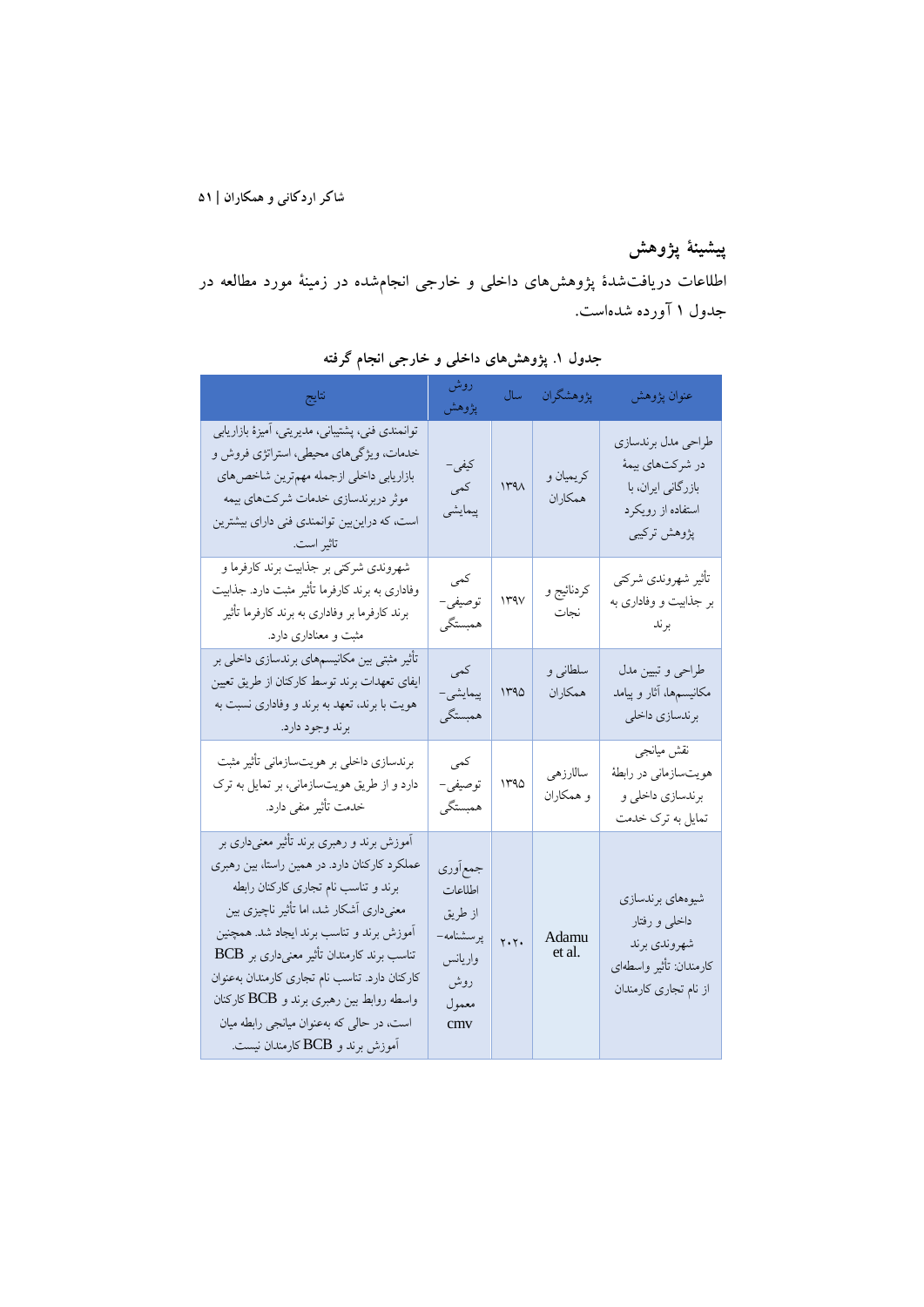## پیشینهٔ پژوهش

اطلاعات دریافت‌شدهٔ پژوهش‌های داخلی و خارجی انجام‌شده در زمینهٔ مورد مطالعه در جدول ۱ آورده شده‌است.

**جدول ۱. پژوهش‌های داخلی و خارجی انجام گرفته**

| عنوان پژوهش | پژوهشگران | سال | روش پژوهش | نتایج |
|---|---|---|---|---|
| طراحی مدل برندسازی در شرکت‌های بیمهٔ بازرگانی ایران، با استفاده از رویکرد پژوهش ترکیبی | کریمیان و همکاران | ۱۳۹۸ | کیفی–کمی پیمایشی | توانمندی فنی، پشتیبانی، مدیریتی، آمیزهٔ بازاریابی خدمات، ویژگی‌های محیطی، استراتژی فروش و بازاریابی داخلی ازجمله مهم‌ترین شاخص‌های موثر دربرندسازی خدمات شرکت‌های بیمه است، که دراین‌بین توانمندی فنی دارای بیشترین تاثیر است. |
| تأثیر شهروندی شرکتی بر جذابیت و وفاداری به برند | کردنائیج و نجات | ۱۳۹۷ | کمی توصیفی–همبستگی | شهروندی شرکتی بر جذابیت برند کارفرما و وفاداری به برند کارفرما تأثیر مثبت دارد. جذابیت برند کارفرما بر وفاداری به برند کارفرما تأثیر مثبت و معناداری دارد. |
| طراحی و تبیین مدل مکانیسم‌ها، آثار و پیامد برندسازی داخلی | سلطانی و همکاران | ۱۳۹۵ | کمی پیمایشی–همبستگی | تأثیر مثبتی بین مکانیسم‌های برندسازی داخلی بر ایفای تعهدات برند توسط کارکنان از طریق تعیین هویت با برند، تعهد به برند و وفاداری نسبت به برند وجود دارد. |
| نقش میانجی هویت‌سازمانی در رابطهٔ برندسازی داخلی و تمایل به ترک خدمت | سالارزهی و همکاران | ۱۳۹۵ | کمی توصیفی–همبستگی | برندسازی داخلی بر هویت‌سازمانی تأثیر مثبت دارد و از طریق هویت‌سازمانی، بر تمایل به ترک خدمت تأثیر منفی دارد. |
| شیوه‌های برندسازی داخلی و رفتار شهروندی برند کارمندان: تأثیر واسطه‌ای از نام تجاری کارمندان | Adamu et al. | ۲۰۲۰ | جمع‌آوری اطلاعات از طریق پرسشنامه–واریانس روش معمول cmv | آموزش برند و رهبری برند تأثیر معنی‌داری بر عملکرد کارکنان دارد. در همین راستا، بین رهبری برند و تناسب نام تجاری کارکنان رابطه معنی‌داری آشکار شد، اما تأثیر ناچیزی بین آموزش برند و تناسب برند ایجاد شد. همچنین تناسب برند کارمندان تأثیر معنی‌داری بر BCB کارکنان دارد. تناسب نام تجاری کارمندان به‌عنوان واسطه روابط بین رهبری برند و BCB کارکنان است، در حالی که به‌عنوان میانجی رابطه میان آموزش برند و BCB کارمندان نیست. |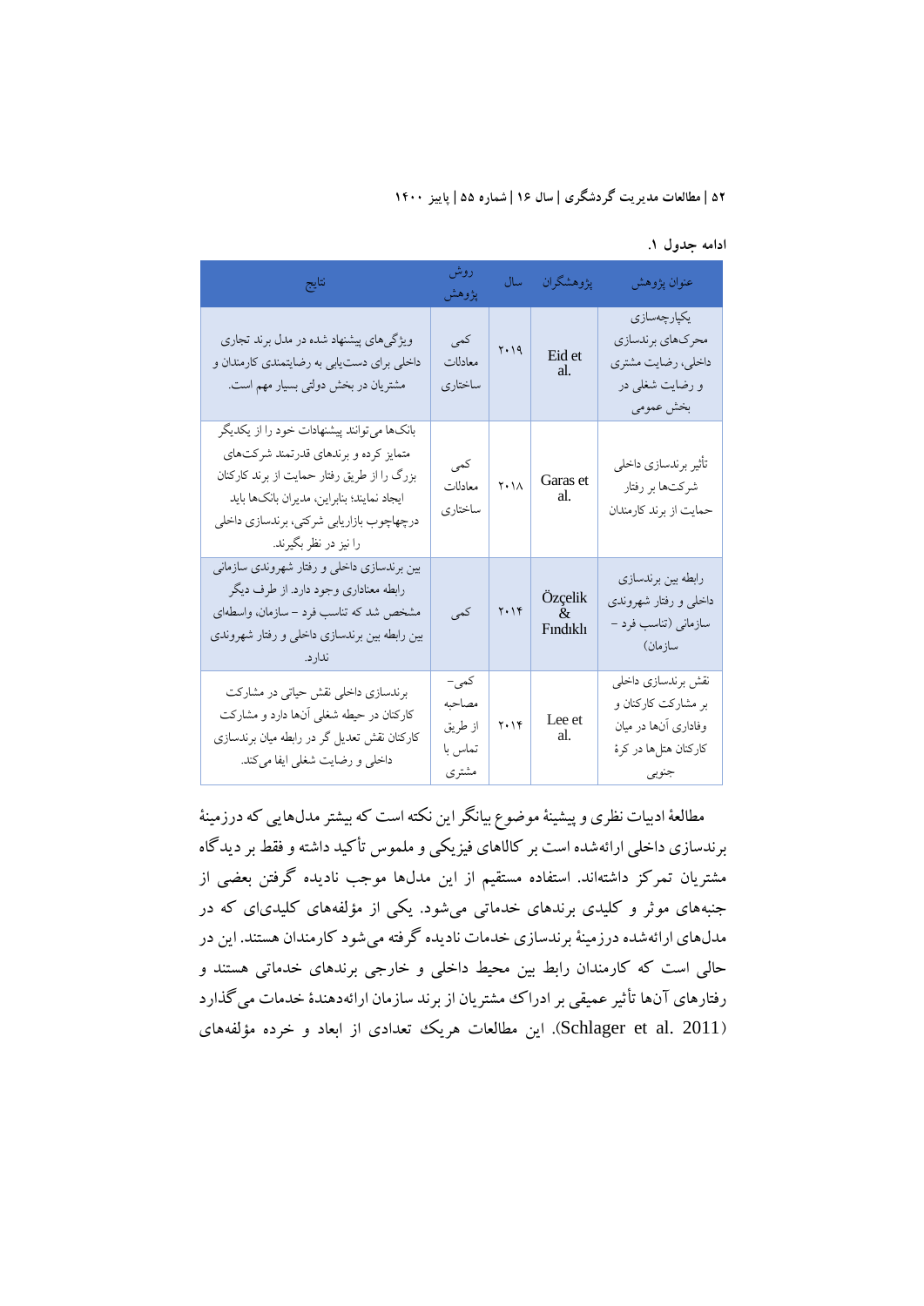ادامه جدول ۱.

| عنوان پژوهش | پژوهشگران | سال | روش پژوهش | نتایج |
| --- | --- | --- | --- | --- |
| یکپارچه‌سازی محرک‌های برندسازی داخلی، رضایت مشتری و رضایت شغلی در بخش عمومی | Eid et al. | ۲۰۱۹ | کمی معادلات ساختاری | ویژگی‌های پیشنهاد شده در مدل برند تجاری داخلی برای دست‌یابی به رضایتمندی کارمندان و مشتریان در بخش دولتی بسیار مهم است. |
| تأثیر برندسازی داخلی شرکت‌ها بر رفتار حمایت از برند کارمندان | Garas et al. | ۲۰۱۸ | کمی معادلات ساختاری | بانک‌ها می‌توانند پیشنهادات خود را از یکدیگر متمایز کرده و برندهای قدرتمند شرکت‌های بزرگ را از طریق رفتار حمایت از برند کارکنان ایجاد نمایند؛ بنابراین، مدیران بانک‌ها باید درچهاچوب بازاریابی شرکتی، برندسازی داخلی را نیز در نظر بگیرند. |
| رابطه بین برندسازی داخلی و رفتار شهروندی سازمانی (تناسب فرد – سازمان) | Özçelik & Fındıklı | ۲۰۱۴ | کمی | بین برندسازی داخلی و رفتار شهروندی سازمانی رابطه معناداری وجود دارد. از طرف دیگر مشخص شد که تناسب فرد – سازمان، واسطه‌ای بین رابطه بین برندسازی داخلی و رفتار شهروندی ندارد. |
| نقش برندسازی داخلی بر مشارکت کارکنان و وفاداری آن‌ها در میان کارکنان هتل‌ها در کرهٔ جنوبی | Lee et al. | ۲۰۱۴ | کمی– مصاحبه از طریق تماس با مشتری | برندسازی داخلی نقش حیاتی در مشارکت کارکنان در حیطه شغلی آن‌ها دارد و مشارکت کارکنان نقش تعدیل گر در رابطه میان برندسازی داخلی و رضایت شغلی ایفا می‌کند. |

مطالعهٔ ادبیات نظری و پیشینهٔ موضوع بیانگر این نکته است که بیشتر مدل‌هایی که درزمینهٔ برندسازی داخلی ارائه‌شده است بر کالاهای فیزیکی و ملموس تأکید داشته و فقط بر دیدگاه مشتریان تمرکز داشته‌اند. استفاده مستقیم از این مدل‌ها موجب نادیده گرفتن بعضی از جنبه‌های موثر و کلیدی برندهای خدماتی می‌شود. یکی از مؤلفه‌های کلیدی‌ای که در مدل‌های ارائه‌شده درزمینهٔ برندسازی خدمات نادیده گرفته می‌شود کارمندان هستند. این در حالی است که کارمندان رابط بین محیط داخلی و خارجی برندهای خدماتی هستند و رفتارهای آن‌ها تأثیر عمیقی بر ادراک مشتریان از برند سازمان ارائه‌دهندهٔ خدمات می‌گذارد (Schlager et al. 2011). این مطالعات هریک تعدادی از ابعاد و خرده مؤلفه‌های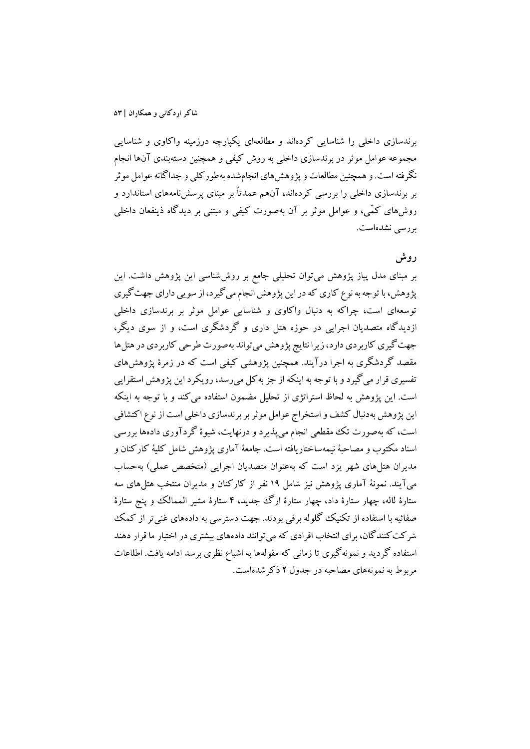برندسازی داخلی را شناسایی کرده‌اند و مطالعه‌ای یکپارچه درزمینه واکاوی و شناسایی مجموعه عوامل موثر در برندسازی داخلی به روش کیفی و همچنین دسته‌بندی آن‌ها انجام نگرفته است. و همچنین مطالعات و پژوهش‌های انجام‌شده به‌طورکلی و جداگانه عوامل موثر بر برندسازی داخلی را بررسی کرده‌اند، آن‌هم عمدتاً بر مبنای پرسش‌نامه‌های استاندارد و روش‌های کمّی، و عوامل موثر بر آن به‌صورت کیفی و مبتنی بر دیدگاه ذینفعان داخلی بررسی نشده‌است.

## روش

بر مبنای مدل پیاز پژوهش می‌توان تحلیلی جامع بر روش‌شناسی این پژوهش داشت. این پژوهش، با توجه به نوع کاری که در این پژوهش انجام می‌گیرد، از سویی دارای جهت‌گیری توسعه‌ای است، چراکه به دنبال واکاوی و شناسایی عوامل موثر بر برندسازی داخلی ازدیدگاه متصدیان اجرایی در حوزه هتل داری و گردشگری است، و از سوی دیگر، جهت‌گیری کاربردی دارد، زیرا نتایج پژوهش می‌تواند به‌صورت طرحی کاربردی در هتل‌ها مقصد گردشگری به اجرا درآیند. همچنین پژوهشی کیفی است که در زمرهٔ پژوهش‌های تفسیری قرار می‌گیرد و با توجه به اینکه از جز به کل می‌رسد، رویکرد این پژوهش استقرایی است. این پژوهش به لحاظ استراتژی از تحلیل مضمون استفاده می‌کند و با توجه به اینکه این پژوهش به‌دنبال کشف و استخراج عوامل موثر بر برندسازی داخلی است از نوع اکتشافی است، که به‌صورت تک مقطعی انجام می‌پذیرد و درنهایت، شیوهٔ گردآوری داده‌ها بررسی اسناد مکتوب و مصاحبهٔ نیمه‌ساختاریافته است. جامعهٔ آماری پژوهش شامل کلیهٔ کارکنان و مدیران هتل‌های شهر یزد است که به‌عنوان متصدیان اجرایی (متخصص عملی) به‌حساب می‌آیند. نمونهٔ آماری پژوهش نیز شامل ۱۹ نفر از کارکنان و مدیران منتخب هتل‌های سه ستارهٔ لاله، چهار ستارهٔ داد، چهار ستارهٔ ارگ جدید، ۴ ستارهٔ مشیر الممالک و پنج ستارهٔ صفائیه با استفاده از تکنیک گلوله برفی بودند. جهت دسترسی به داده‌های غنی‌تر از کمک شرکت‌کنندگان، برای انتخاب افرادی که می‌توانند داده‌های بیشتری در اختیار ما قرار دهند استفاده گردید و نمونه‌گیری تا زمانی که مقوله‌ها به اشباع نظری برسد ادامه یافت. اطلاعات مربوط به نمونه‌های مصاحبه در جدول ۲ ذکرشده‌است.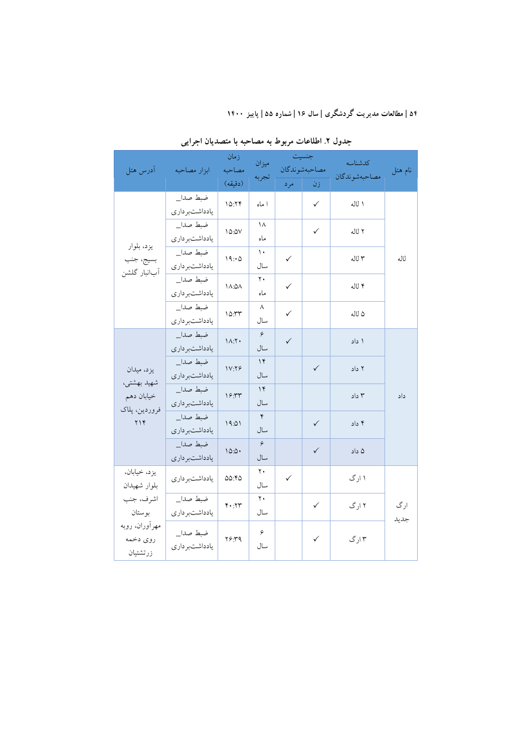جدول ۲. اطلاعات مربوط به مصاحبه با متصدیان اجرایی

| نام هتل | کدشناسه مصاحبه‌شوندگان | جنسیت مصاحبه‌شوندگان | | میزان تجربه | زمان مصاحبه (دقیقه) | ابزار مصاحبه | آدرس هتل |
|---|---|---|---|---|---|---|---|
| | | زن | مرد | | | | |
| لاله | ۱ لاله | ✓ | | ۱ ماه | ۱۵:۲۴ | ضبط صدا_ یادداشت‌برداری | یزد، بلوار بسیج، جنب آب‌انبار گلشن |
| | ۲ لاله | ✓ | | ۱۸ ماه | ۱۵:۵۷ | ضبط صدا_ یادداشت‌برداری | |
| | ۳ لاله | | ✓ | ۱۰ سال | ۱۹:۰۵ | ضبط صدا_ یادداشت‌برداری | |
| | ۴ لاله | | ✓ | ۲۰ ماه | ۱۸:۵۸ | ضبط صدا_ یادداشت‌برداری | |
| | ۵ لاله | | ✓ | ۸ سال | ۱۵:۳۳ | ضبط صدا_ یادداشت‌برداری | |
| داد | ۱ داد | | ✓ | ۶ سال | ۱۸:۲۰ | ضبط صدا_ یادداشت‌برداری | یزد، میدان شهید بهشتی، خیابان دهم فروردین، پلاک ۲۱۴ |
| | ۲ داد | ✓ | | ۱۴ سال | ۱۷:۲۶ | ضبط صدا_ یادداشت‌برداری | |
| | ۳ داد | | | ۱۴ سال | ۱۶:۳۳ | ضبط صدا_ یادداشت‌برداری | |
| | ۴ داد | ✓ | | ۴ سال | ۱۹:۵۱ | ضبط صدا_ یادداشت‌برداری | |
| | ۵ داد | ✓ | | ۶ سال | ۱۵:۵۰ | ضبط صدا_ یادداشت‌برداری | |
| ارگ جدید | ۱ ارگ | | ✓ | ۲۰ سال | ۵۵:۴۵ | یادداشت‌برداری | یزد، خیابان، بلوار شهیدان اشرف، جنب بوستان مهرآوران، روبه روی دخمه زرتشتیان |
| | ۲ ارگ | ✓ | | ۲۰ سال | ۴۰:۲۳ | ضبط صدا_ یادداشت‌برداری | |
| | ۳ ارگ | ✓ | | ۶ سال | ۲۶:۳۹ | ضبط صدا_ یادداشت‌برداری | |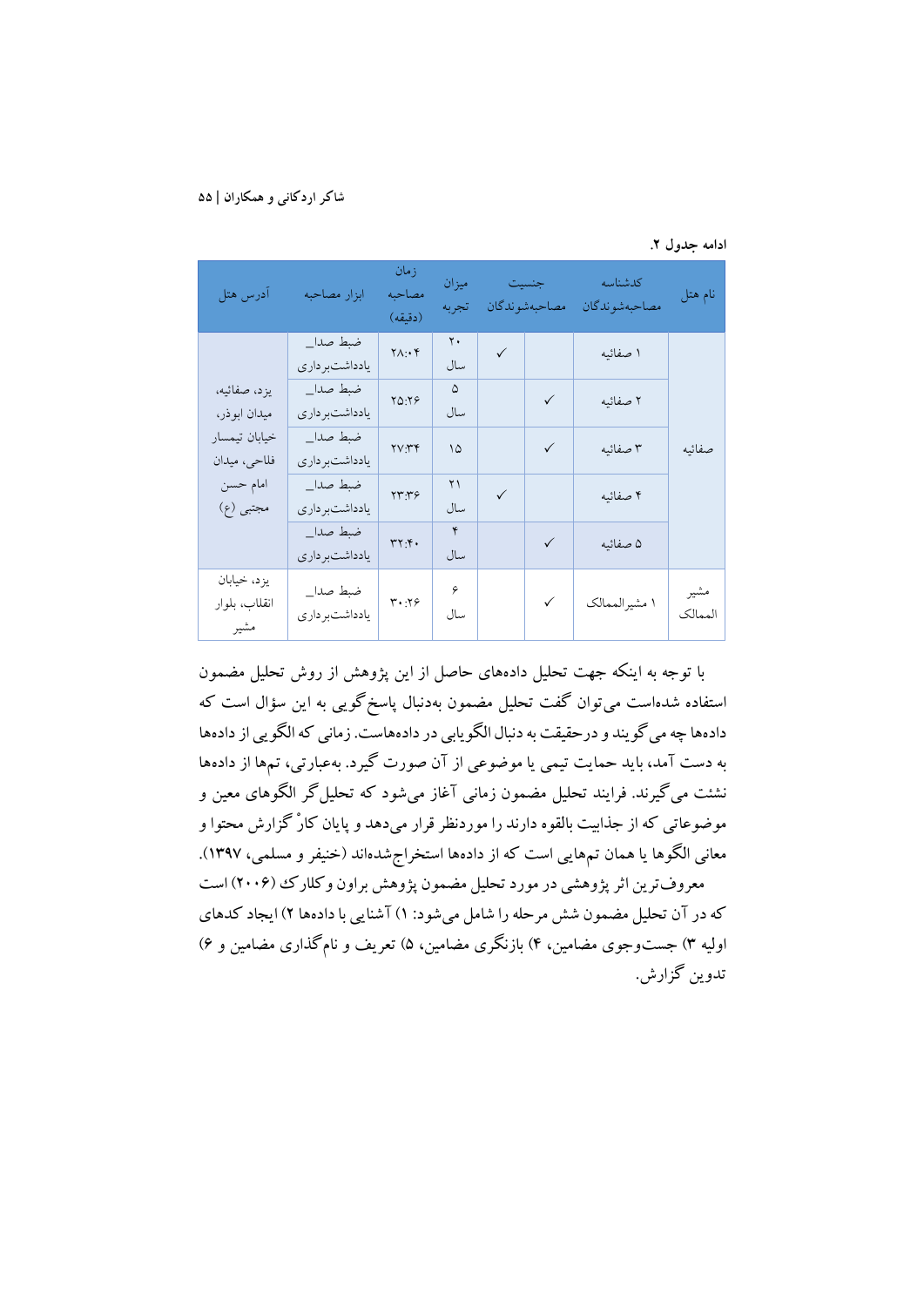**ادامه جدول ۲.**

| نام هتل | کدشناسه مصاحبه‌شوندگان | جنسیت مصاحبه‌شوندگان | | میزان تجربه | زمان مصاحبه (دقیقه) | ابزار مصاحبه | آدرس هتل |
|---|---|---|---|---|---|---|---|
| صفائیه | ۱ صفائیه | | ✓ | ۲۰ سال | ۲۸:۰۴ | ضبط صدا_ یادداشت‌برداری | یزد، صفائیه، میدان ابوذر، خیابان تیمسار فلاحی، میدان امام حسن مجتبی (ع) |
| | ۲ صفائیه | ✓ | | ۵ سال | ۲۵:۲۶ | ضبط صدا_ یادداشت‌برداری | |
| | ۳ صفائیه | ✓ | | ۱۵ | ۲۷:۳۴ | ضبط صدا_ یادداشت‌برداری | |
| | ۴ صفائیه | | ✓ | ۲۱ سال | ۲۳:۳۶ | ضبط صدا_ یادداشت‌برداری | |
| | ۵ صفائیه | ✓ | | ۴ سال | ۳۲:۴۰ | ضبط صدا_ یادداشت‌برداری | |
| مشیر الممالک | ۱ مشیرالممالک | ✓ | | ۶ سال | ۳۰:۲۶ | ضبط صدا_ یادداشت‌برداری | یزد، خیابان انقلاب، بلوار مشیر |

با توجه به اینکه جهت تحلیل داده‌های حاصل از این پژوهش از روش تحلیل مضمون استفاده شده‌است می‌توان گفت تحلیل مضمون به‌دنبال پاسخ‌گویی به این سؤال است که داده‌ها چه می‌گویند و درحقیقت به دنبال الگویابی در داده‌هاست. زمانی که الگویی از داده‌ها به دست آمد، باید حمایت تیمی یا موضوعی از آن صورت گیرد. به‌عبارتی، تم‌ها از داده‌ها نشئت می‌گیرند. فرایند تحلیل مضمون زمانی آغاز می‌شود که تحلیل‌گر الگوهای معین و موضوعاتی که از جذابیت بالقوه دارند را موردنظر قرار می‌دهد و پایان کارْ گزارش محتوا و معانی الگوها یا همان تم‌هایی است که از داده‌ها استخراج‌شده‌اند (خنیفر و مسلمی، ۱۳۹۷).

معروف‌ترین اثر پژوهشی در مورد تحلیل مضمون پژوهش براون و کلارک (۲۰۰۶) است که در آن تحلیل مضمون شش مرحله را شامل می‌شود: ۱) آشنایی با داده‌ها ۲) ایجاد کدهای اولیه ۳) جست‌وجوی مضامین، ۴) بازنگری مضامین، ۵) تعریف و نام‌گذاری مضامین و ۶) تدوین گزارش.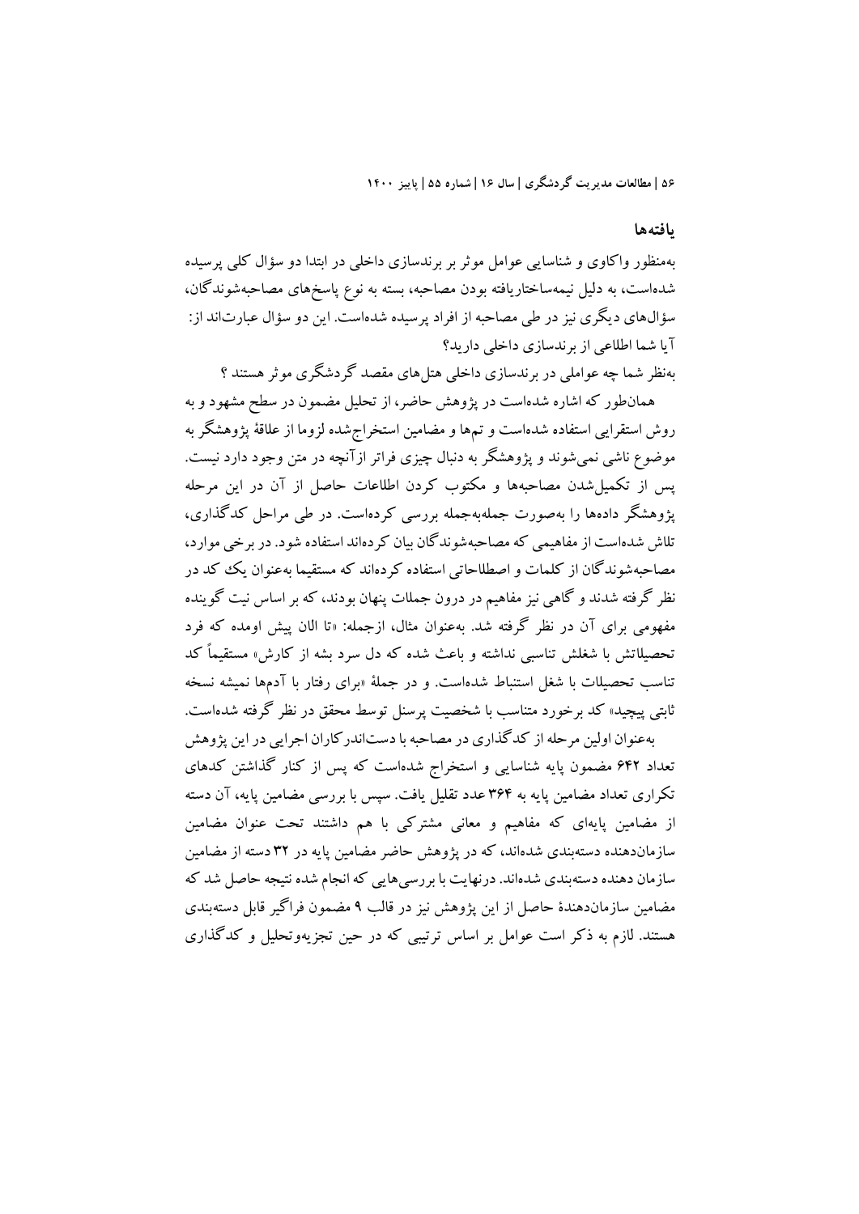## یافته‌ها

به‌منظور واکاوی و شناسایی عوامل موثر بر برندسازی داخلی در ابتدا دو سؤال کلی پرسیده شده‌است، به دلیل نیمه‌ساختاریافته بودن مصاحبه، بسته به نوع پاسخ‌های مصاحبه‌شوندگان، سؤال‌های دیگری نیز در طی مصاحبه از افراد پرسیده شده‌است. این دو سؤال عبارت‌اند از:

آیا شما اطلاعی از برندسازی داخلی دارید؟

به‌نظر شما چه عواملی در برندسازی داخلی هتل‌های مقصد گردشگری موثر هستند ؟

همان‌طور که اشاره شده‌است در پژوهش حاضر، از تحلیل مضمون در سطح مشهود و به روش استقرایی استفاده شده‌است و تم‌ها و مضامین استخراج‌شده لزوما از علاقهٔ پژوهشگر به موضوع ناشی نمی‌شوند و پژوهشگر به دنبال چیزی فراتر ازآنچه در متن وجود دارد نیست. پس از تکمیل‌شدن مصاحبه‌ها و مکتوب کردن اطلاعات حاصل از آن در این مرحله پژوهشگر داده‌ها را به‌صورت جمله‌به‌جمله بررسی کرده‌است. در طی مراحل کدگذاری، تلاش شده‌است از مفاهیمی که مصاحبه‌شوندگان بیان کرده‌اند استفاده شود. در برخی موارد، مصاحبه‌شوندگان از کلمات و اصطلاحاتی استفاده کرده‌اند که مستقیما به‌عنوان یک کد در نظر گرفته شدند و گاهی نیز مفاهیم در درون جملات پنهان بودند، که بر اساس نیت گوینده مفهومی برای آن در نظر گرفته شد. به‌عنوان مثال، ازجمله: «تا الان پیش اومده که فرد تحصیلاتش با شغلش تناسبی نداشته و باعث شده که دل سرد بشه از کارش» مستقیماً کد تناسب تحصیلات با شغل استنباط شده‌است. و در جملهٔ «برای رفتار با آدم‌ها نمیشه نسخه ثابتی پیچید» کد برخورد متناسب با شخصیت پرسنل توسط محقق در نظر گرفته شده‌است.

به‌عنوان اولین مرحله از کدگذاری در مصاحبه با دست‌اندرکاران اجرایی در این پژوهش تعداد ۶۴۲ مضمون پایه شناسایی و استخراج شده‌است که پس از کنار گذاشتن کدهای تکراری تعداد مضامین پایه به ۳۶۴ عدد تقلیل یافت. سپس با بررسی مضامین پایه، آن دسته از مضامین پایه‌ای که مفاهیم و معانی مشترکی با هم داشتند تحت عنوان مضامین سازمان‌دهنده دسته‌بندی شده‌اند، که در پژوهش حاضر مضامین پایه در ۳۲ دسته از مضامین سازمان دهنده دسته‌بندی شده‌اند. درنهایت با بررسی‌هایی که انجام شده نتیجه حاصل شد که مضامین سازمان‌دهندهٔ حاصل از این پژوهش نیز در قالب ۹ مضمون فراگیر قابل دسته‌بندی هستند. لازم به ذکر است عوامل بر اساس ترتیبی که در حین تجزیه‌وتحلیل و کدگذاری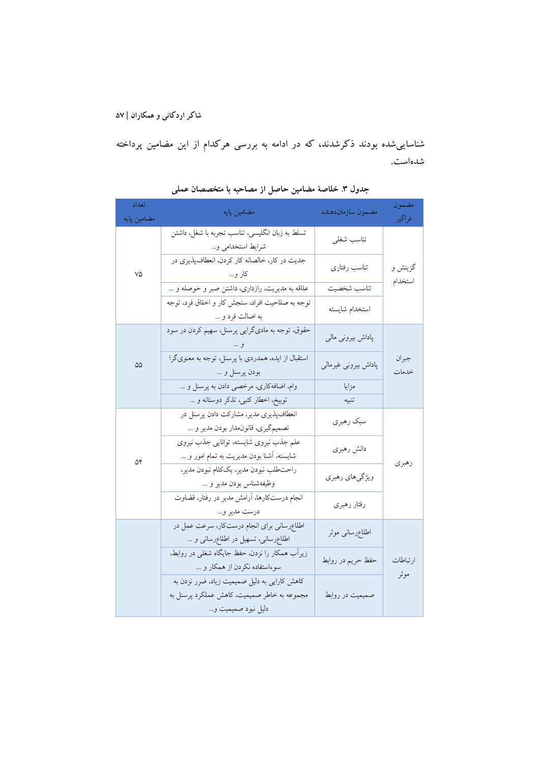شناسایی‌شده بودند ذکرشدند، که در ادامه به بررسی هرکدام از این مضامین پرداخته شده‌است.

**جدول ۳. خلاصهٔ مضامین حاصل از مصاحبه با متخصصان عملی**

| مضمون فراگیر | مضمون سازمان‌دهنده | مضامین پایه | تعداد مضامین پایه |
|---|---|---|---|
| گزینش و استخدام | تناسب شغلی | تسلط به زبان انگلیسی، تناسب تجربه با شغل، داشتن شرایط استخدامی و... | ۷۵ |
| | تناسب رفتاری | جدیت در کار، خالصانه کار کردن، انعطاف‌پذیری در کار و... | |
| | تناسب شخصیت | علاقه به مدیریت، رازداری، داشتن صبر و حوصله و ... | |
| | استخدام شایسته | توجه به صلاحیت افراد، سنجش کار و اخلاق فرد، توجه به اصالت فرد و ... | |
| جبران خدمات | پاداش بیرونی مالی | حقوق، توجه به مادی‌گرایی پرسنل، سهیم کردن در سود و ... | ۵۵ |
| | پاداش بیرونی غیرمالی | استقبال از ایده، همدردی با پرسنل، توجه به معنوی‌گرا بودن پرسنل و ... | |
| | مزایا | وام، اضافه‌کاری، مرخصی دادن به پرسنل و ... | |
| | تنبیه | توبیخ، اخطار کتبی، تذکر دوستانه و ... | |
| رهبری | سبک رهبری | انعطاف‌پذیری مدیر، مشارکت دادن پرسنل در تصمیم‌گیری، قانون‌مدار بودن مدیر و ... | ۵۴ |
| | دانش رهبری | علم جذب نیروی شایسته، توانایی جذب نیروی شایسته، آشنا بودن مدیریت به تمام امور و ... | |
| | ویژگی‌های رهبری | راحت‌طلب نبودن مدیر، یک‌کلام نبودن مدیر، وظیفه‌شناس بودن مدیر و ... | |
| | رفتار رهبری | انجام درست‌کارها، آرامش مدیر در رفتار، قضاوت درست مدیر و... | |
| ارتباطات موثر | اطلاع‌رسانی موثر | اطلاع‌رسانی برای انجام درست‌کار، سرعت عمل در اطلاع‌رسانی، تسهیل در اطلاع‌رسانی و ... | |
| | حفظ حریم در روابط | زیرآب همکار را نزدن، حفظ جایگاه شغلی در روابط، سوءاستفاده نکردن از همکار و ... | |
| | صمیمیت در روابط | کاهش کارایی به دلیل صمیمیت زیاد، ضرر نزدن به مجموعه به خاطر صمیمیت، کاهش عملکرد پرسنل به دلیل نبود صمیمیت و... | |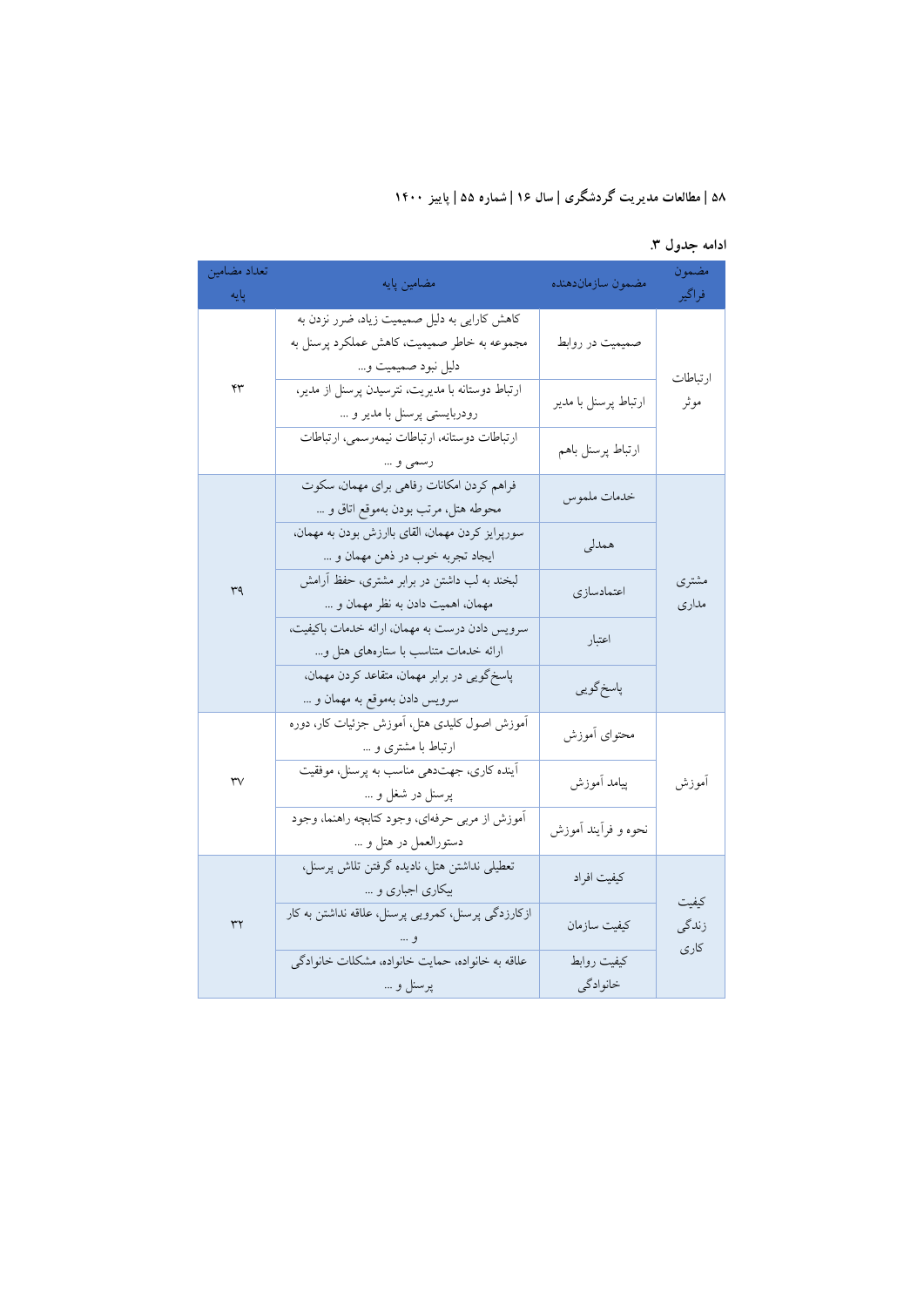**ادامه جدول ۳.**

| مضمون فراگیر | مضمون سازمان‌دهنده | مضامین پایه | تعداد مضامین پایه |
|---|---|---|---|
| ارتباطات موثر | صمیمیت در روابط | کاهش کارایی به دلیل صمیمیت زیاد، ضرر نزدن به مجموعه به خاطر صمیمیت، کاهش عملکرد پرسنل به دلیل نبود صمیمیت و... | ۴۳ |
| | ارتباط پرسنل با مدیر | ارتباط دوستانه با مدیریت، نترسیدن پرسنل از مدیر، رودربایستی پرسنل با مدیر و ... | |
| | ارتباط پرسنل باهم | ارتباطات دوستانه، ارتباطات نیمه‌رسمی، ارتباطات رسمی و ... | |
| مشتری مداری | خدمات ملموس | فراهم کردن امکانات رفاهی برای مهمان، سکوت محوطه هتل، مرتب بودن به‌موقع اتاق و ... | ۳۹ |
| | همدلی | سورپرایز کردن مهمان، القای باارزش بودن به مهمان، ایجاد تجربه خوب در ذهن مهمان و ... | |
| | اعتمادسازی | لبخند به لب داشتن در برابر مشتری، حفظ آرامش مهمان، اهمیت دادن به نظر مهمان و ... | |
| | اعتبار | سرویس دادن درست به مهمان، ارائه خدمات باکیفیت، ارائه خدمات متناسب با ستاره‌های هتل و... | |
| | پاسخ‌گویی | پاسخ‌گویی در برابر مهمان، متقاعد کردن مهمان، سرویس دادن به‌موقع به مهمان و ... | |
| آموزش | محتوای آموزش | آموزش اصول کلیدی هتل، آموزش جزئیات کار، دوره ارتباط با مشتری و ... | ۳۷ |
| | پیامد آموزش | آینده کاری، جهت‌دهی مناسب به پرسنل، موفقیت پرسنل در شغل و ... | |
| | نحوه و فرآیند آموزش | آموزش از مربی حرفه‌ای، وجود کتابچه راهنما، وجود دستورالعمل در هتل و ... | |
| کیفیت زندگی کاری | کیفیت افراد | تعطیلی نداشتن هتل، نادیده گرفتن تلاش پرسنل، بیکاری اجباری و ... | ۳۲ |
| | کیفیت سازمان | ازکارزدگی پرسنل، کمرویی پرسنل، علاقه نداشتن به کار و ... | |
| | کیفیت روابط خانوادگی | علاقه به خانواده، حمایت خانواده، مشکلات خانوادگی پرسنل و ... | |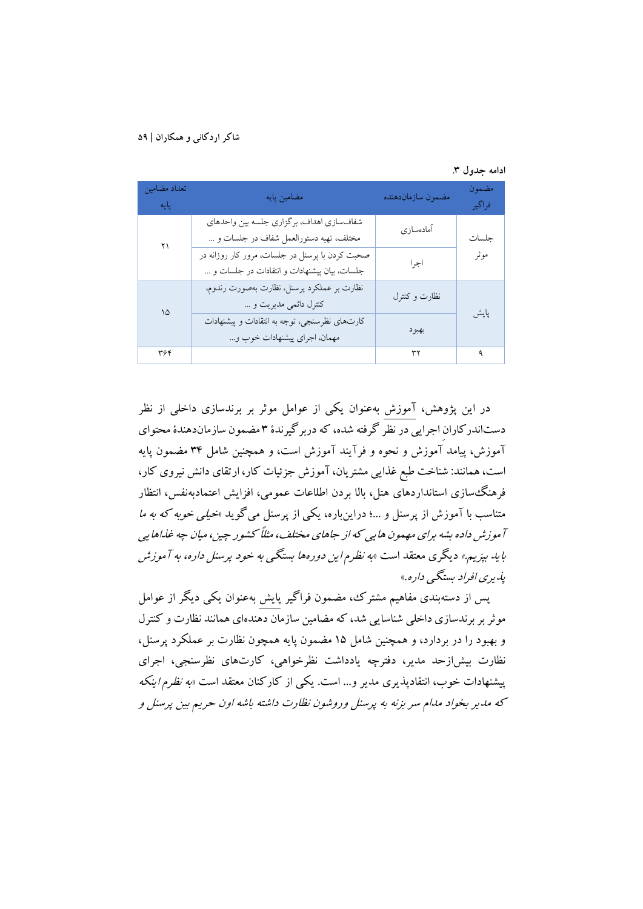**ادامه جدول ۳.**

| مضمون فراگیر | مضمون سازمان‌دهنده | مضامین پایه | تعداد مضامین پایه |
|---|---|---|---|
| جلسات موثر | آماده‌سازی | شفاف‌سازی اهداف، برگزاری جلسه بین واحدهای مختلف، تهیه دستورالعمل شفاف در جلسات و ... | ۲۱ |
| | اجرا | صحبت کردن با پرسنل در جلسات، مرور کار روزانه در جلسات، بیان پیشنهادات و انتقادات در جلسات و ... | |
| پایش | نظارت و کنترل | نظارت بر عملکرد پرسنل، نظارت به‌صورت رندوم، کنترل دائمی مدیریت و ... | ۱۵ |
| | بهبود | کارت‌های نظرسنجی، توجه به انتقادات و پیشنهادات مهمان، اجرای پیشنهادات خوب و... | |
| ۹ | ۳۲ | | ۳۶۴ |

در این پژوهش، آموزش به‌عنوان یکی از عوامل موثر بر برندسازی داخلی از نظر دست‌اندرکاران اجرایی در نظر گرفته شده، که دربرگیرندۀ ۳ مضمون سازمان‌دهندۀ محتوای آموزش، پیامد آموزش و نحوه و فرآیند آموزش است، و همچنین شامل ۳۴ مضمون پایه است، همانند: شناخت طبع غذایی مشتریان، آموزش جزئیات کار، ارتقای دانش نیروی کار، فرهنگ‌سازی استانداردهای هتل، بالا بردن اطلاعات عمومی، افزایش اعتمادبه‌نفس، انتظار متناسب با آموزش از پرسنل و ...؛ دراین‌باره، یکی از پرسنل می‌گوید «*خیلی خوبه که به ما آموزش داده بشه برای مهمون هایی که از جاهای مختلف، مثلاً کشور چین، میان چه غذاهایی باید بپزیم.*» دیگری معتقد است «*به نظرم این دوره‌ها بستگی به خود پرسنل داره، به آموزش پذیری افراد بستگی داره.*»

پس از دسته‌بندی مفاهیم مشترک، مضمون فراگیر پایش به‌عنوان یکی دیگر از عوامل موثر بر برندسازی داخلی شناسایی شد، که مضامین سازمان دهنده‌ای همانند نظارت و کنترل و بهبود را در بردارد، و همچنین شامل ۱۵ مضمون پایه همچون نظارت بر عملکرد پرسنل، نظارت بیش‌ازحد مدیر، دفترچه یادداشت نظرخواهی، کارت‌های نظرسنجی، اجرای پیشنهادات خوب، انتقادپذیری مدیر و... است. یکی از کارکنان معتقد است «*به نظرم اینکه که مدیر بخواد مدام سر بزنه به پرسنل وروشون نظارت داشته باشه اون حریم بین پرسنل و*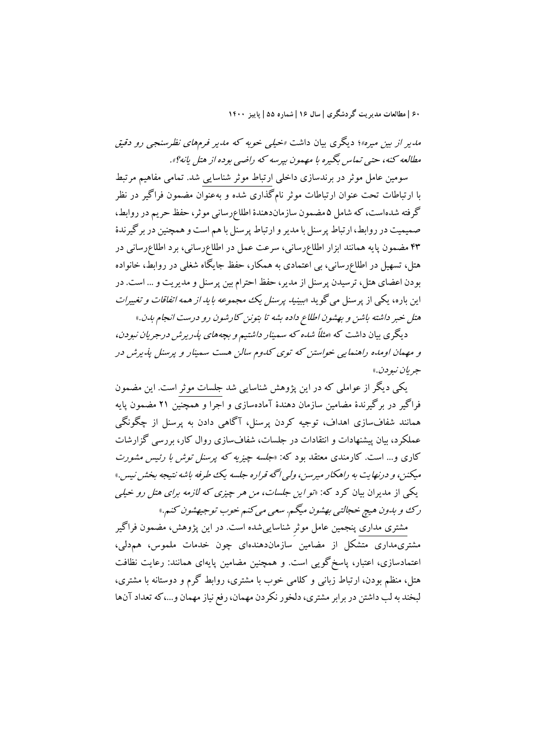*مدیر از بین میره»*؛ دیگری بیان داشت *«خیلی خوبه که مدیر فرم‌های نظرسنجی رو دقیق مطالعه کنه، حتی تماس بگیره با مهمون بپرسه که راضی بوده از هتل یانه؟»*.

سومین عامل موثر در برندسازی داخلی ارتباط موثر شناسایی شد. تمامی مفاهیم مرتبط با ارتباطات تحت عنوان ارتباطات موثر نام‌گذاری شده و به‌عنوان مضمون فراگیر در نظر گرفته شده‌است، که شامل ۵ مضمون سازمان‌دهندهٔ اطلاع‌رسانی موثر، حفظ حریم در روابط، صمیمیت در روابط، ارتباط پرسنل با مدیر و ارتباط پرسنل با هم است و همچنین در برگیرندهٔ ۴۳ مضمون پایه همانند ابزار اطلاع‌رسانی، سرعت عمل در اطلاع‌رسانی، برد اطلاع‌رسانی در هتل، تسهیل در اطلاع‌رسانی، بی اعتمادی به همکار، حفظ جایگاه شغلی در روابط، خانواده بودن اعضای هتل، ترسیدن پرسنل از مدیر، حفظ احترام بین پرسنل و مدیریت و ... است. در این باره، یکی از پرسنل می‌گوید *«ببینید پرسنل یک مجموعه باید از همه اتفاقات و تغییرات هتل خبر داشته باشن و بهشون اطلاع داده بشه تا بتونن کارشون رو درست انجام بدن.»*

دیگری بیان داشت که *«مثلاً شده که سمینار داشتیم و بچه‌های پذیرش درجریان نبودن، و مهمان اومده راهنمایی خواستن که توی کدوم سالن هست سمینار و پرسنل پذیرش در جریان نبودن.»*

یکی دیگر از عواملی که در این پژوهش شناسایی شد جلسات موثر است. این مضمون فراگیر در برگیرندهٔ مضامین سازمان دهندهٔ آماده‌سازی و اجرا و همچنین ۲۱ مضمون پایه همانند شفاف‌سازی اهداف، توجیه کردن پرسنل، آگاهی دادن به پرسنل از چگونگی عملکرد، بیان پیشنهادات و انتقادات در جلسات، شفاف‌سازی روال کار، بررسی گزارشات کاری و... است. کارمندی معتقد بود که: *«جلسه چیزیه که پرسنل توش با رئیس مشورت میکنن، و درنهایت به راهکار میرسن، ولی اگه قراره جلسه یک طرفه باشه نتیجه بخش نیس.»* یکی از مدیران بیان کرد که: *«تو این جلسات، من هر چیزی که لازمه برای هتل رو خیلی رک و بدون هیچ خجالتی بهشون میگم. سعی می‌کنم خوب توجیهشون کنم.»*

مشتری مداری پنجمین عامل موثر شناسایی‌شده است. در این پژوهش، مضمون فراگیر مشتری‌مداری متشکل از مضامین سازمان‌دهنده‌ای چون خدمات ملموس، همدلی، اعتمادسازی، اعتبار، پاسخ‌گویی است. و همچنین مضامین پایه‌ای همانند: رعایت نظافت هتل، منظم بودن، ارتباط زبانی و کلامی خوب با مشتری، روابط گرم و دوستانه با مشتری، لبخند به لب داشتن در برابر مشتری، دلخور نکردن مهمان، رفع نیاز مهمان و...، که تعداد آن‌ها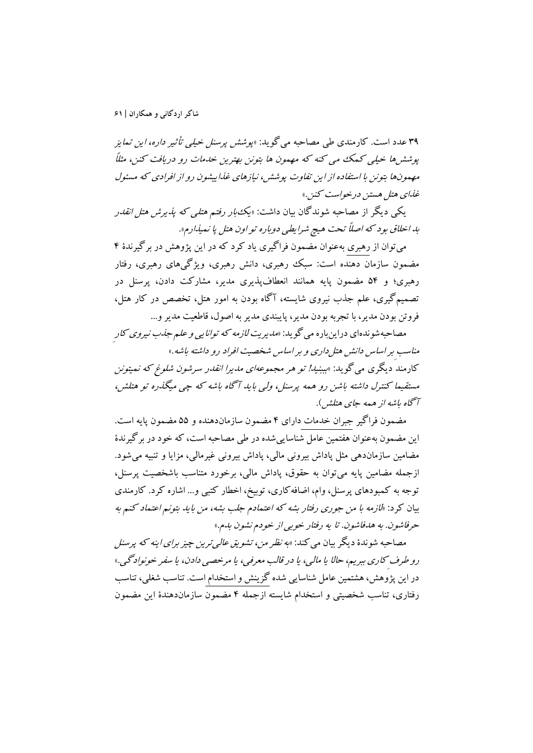۳۹ عدد است. کارمندی طی مصاحبه می‌گوید: «*پوشش پرسنل خیلی تأثیر داره، این تمایز پوشش‌ها خیلی کمک می کنه که مهمون ها بتونن بهترین خدمات رو دریافت کنن، مثلاً مهمون‌ها بتونن با استفاده از این تفاوت پوشش، نیازهای غذاییشون رو از افرادی که مسئول غذای هتل هستن درخواست کنن.*»

یکی دیگر از مصاحبه شوندگان بیان داشت: «*یک‌بار رفتم هتلی که پذیرش هتل انقدر بد اخلاق بود که اصلاً تحت هیچ شرایطی دوباره تو اون هتل پا نمیذارم*».

می‌توان از رهبری به‌عنوان مضمون فراگیری یاد کرد که در این پژوهش در برگیرندهٔ ۴ مضمون سازمان دهنده است: سبک رهبری، دانش رهبری، ویژگی‌های رهبری، رفتار رهبری؛ و ۵۴ مضمون پایه همانند انعطاف‌پذیری مدیر، مشارکت دادن، پرسنل در تصمیم‌گیری، علم جذب نیروی شایسته، آگاه بودن به امور هتل، تخصص در کار هتل، فروتن بودن مدیر، با تجربه بودن مدیر، پایبندی مدیر به اصول، قاطعیت مدیر و...

مصاحبه‌شونده‌ای دراین‌باره می‌گوید: «*مدیریت لازمه که توانایی و علم جذب نیروی کار مناسب بر اساس دانش هتل‌داری و بر اساس شخصیت افراد رو داشته باشه.*»

کارمند دیگری می‌گوید: «*ببینید! تو هر مجموعه‌ای مدیرا انقدر سرشون شلوغ که نمیتونن مستقیما کنترل داشته باشن رو همه پرسنل، ولی باید آگاه باشه که چی میگذره تو هتلش، آگاه باشه از همه جای هتلش*).

مضمون فراگیر جبران خدمات دارای ۴ مضمون سازمان‌دهنده و ۵۵ مضمون پایه است. این مضمون به‌عنوان هفتمین عامل شناسایی‌شده در طی مصاحبه است، که خود در برگیرندهٔ مضامین سازمان‌دهی مثل پاداش بیرونی مالی، پاداش بیرونی غیرمالی، مزایا و تنبیه می‌شود. ازجمله مضامین پایه می‌توان به حقوق، پاداش مالی، برخورد متناسب باشخصیت پرسنل، توجه به کمبودهای پرسنل، وام، اضافه‌کاری، توبیخ، اخطار کتبی و... اشاره کرد. کارمندی بیان کرد: «*لازمه با من جوری رفتار بشه که اعتمادم جلب بشه، من باید بتونم اعتماد کنم به حرفاشون. به هدفاشون. تا یه رفتار خوبی از خودم نشون بدم.*»

مصاحبه شوندهٔ دیگر بیان می‌کند: «*به نظر من، تشویق عالی‌ترین چیز برای اینه که پرسنل رو طرف کاری ببریم، حالا یا مالی، یا در قالب معرفی، یا مرخصی دادن، یا سفر خونوادگی.*»

در این پژوهش، هشتمین عامل شناسایی شده گزینش و استخدام است. تناسب شغلی، تناسب رفتاری، تناسب شخصیتی و استخدام شایسته ازجمله ۴ مضمون سازمان‌دهندهٔ این مضمون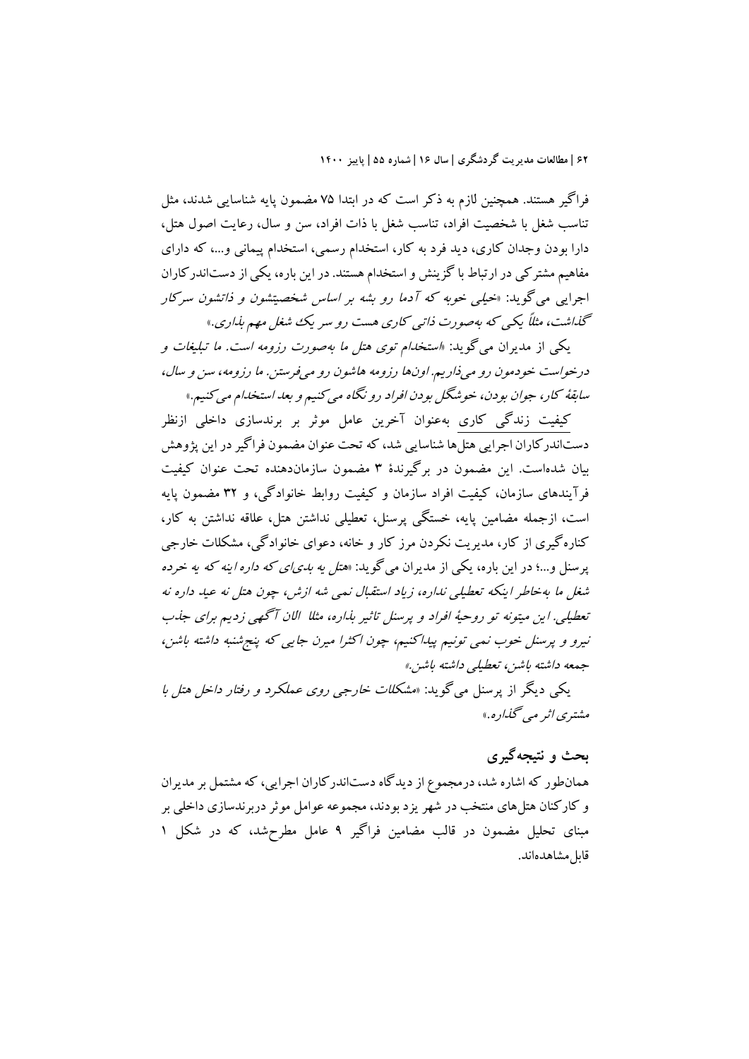فراگیر هستند. همچنین لازم به ذکر است که در ابتدا ۷۵ مضمون پایه شناسایی شدند، مثل تناسب شغل با شخصیت افراد، تناسب شغل با ذات افراد، سن و سال، رعایت اصول هتل، دارا بودن وجدان کاری، دید فرد به کار، استخدام رسمی، استخدام پیمانی و...، که دارای مفاهیم مشترکی در ارتباط با گزینش و استخدام هستند. در این باره، یکی از دست‌اندرکاران اجرایی می‌گوید: «*خیلی خوبه که آدما رو بشه بر اساس شخصیتشون و ذاتشون سرکار گذاشت، مثلاً یکی که به‌صورت ذاتی کاری هست رو سر یک شغل مهم بذاری.*»

یکی از مدیران می‌گوید: «*استخدام توی هتل ما به‌صورت رزومه است. ما تبلیغات و درخواست خودمون رو می‌ذاریم. اون‌ها رزومه هاشون رو می‌فرستن. ما رزومه، سن و سال، سابقهٔ کار، جوان بودن، خوشگل بودن افراد رو نگاه می‌کنیم و بعد استخدام می‌کنیم.*»

کیفیت زندگی کاری به‌عنوان آخرین عامل موثر بر برندسازی داخلی ازنظر دست‌اندرکاران اجرایی هتل‌ها شناسایی شد، که تحت عنوان مضمون فراگیر در این پژوهش بیان شده‌است. این مضمون در برگیرندهٔ ۳ مضمون سازمان‌دهنده تحت عنوان کیفیت فرآیندهای سازمان، کیفیت افراد سازمان و کیفیت روابط خانوادگی، و ۳۲ مضمون پایه است، ازجمله مضامین پایه، خستگی پرسنل، تعطیلی نداشتن هتل، علاقه نداشتن به کار، کناره‌گیری از کار، مدیریت نکردن مرز کار و خانه، دعوای خانوادگی، مشکلات خارجی پرسنل و...؛ در این باره، یکی از مدیران می‌گوید: «*هتل یه بدی‌ای که داره اینه که یه خرده شغل ما به‌خاطر اینکه تعطیلی نداره، زیاد استقبال نمی شه ازش، چون هتل نه عید داره نه تعطیلی. این میتونه تو روحیهٔ افراد و پرسنل تاثیر بذاره، مثلا الان آگهی زدیم برای جذب نیرو و پرسنل خوب نمی تونیم پیداکنیم، چون اکثرا میرن جایی که پنج‌شنبه داشته باشن، جمعه داشته باشن، تعطیلی داشته باشن.*»

یکی دیگر از پرسنل می‌گوید: «*مشکلات خارجی روی عملکرد و رفتار داخل هتل با مشتری اثر می گذاره.*»

## بحث و نتیجه‌گیری

همان‌طور که اشاره شد، درمجموع از دیدگاه دست‌اندرکاران اجرایی، که مشتمل بر مدیران و کارکنان هتل‌های منتخب در شهر یزد بودند، مجموعه عوامل موثر دربرندسازی داخلی بر مبنای تحلیل مضمون در قالب مضامین فراگیر ۹ عامل مطرح‌شد، که در شکل ۱ قابل مشاهده‌اند.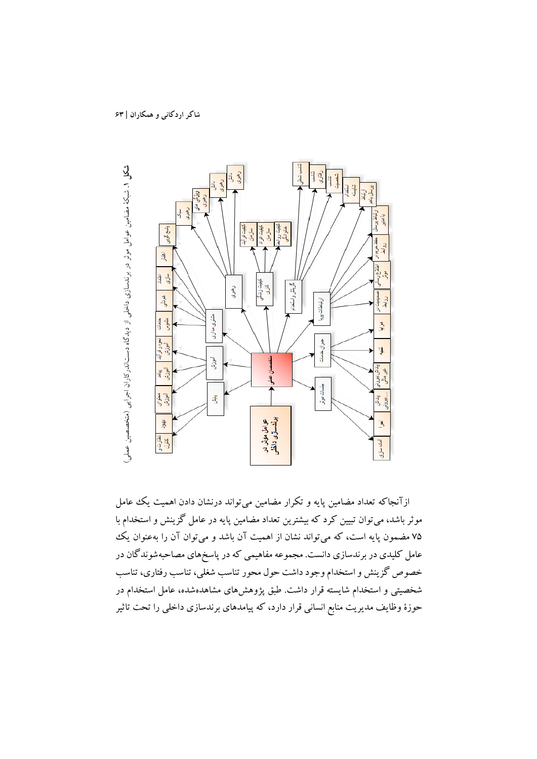شکل ۱. شبکهٔ مضامین عوامل موثر در برندسازی داخلی از دیدگاه دستاندرکاران اجرایی (متخصصین عملی)

ازآنجاکه تعداد مضامین پایه و تکرار مضامین می‌تواند درنشان دادن اهمیت یک عامل موثر باشد، می‌توان تبیین کرد که بیشترین تعداد مضامین پایه در عامل گزینش و استخدام با ۷۵ مضمون پایه است، که می‌تواند نشان از اهمیت آن باشد و می‌توان آن را به‌عنوان یک عامل کلیدی در برندسازی دانست. مجموعه مفاهیمی که در پاسخ‌های مصاحبه‌شوندگان در خصوص گزینش و استخدام وجود داشت حول محور تناسب شغلی، تناسب رفتاری، تناسب شخصیتی و استخدام شایسته قرار داشت. طبق پژوهش‌های مشاهده‌شده، عامل استخدام در حوزهٔ وظایف مدیریت منابع انسانی قرار دارد، که پیامدهای برندسازی داخلی را تحت تاثیر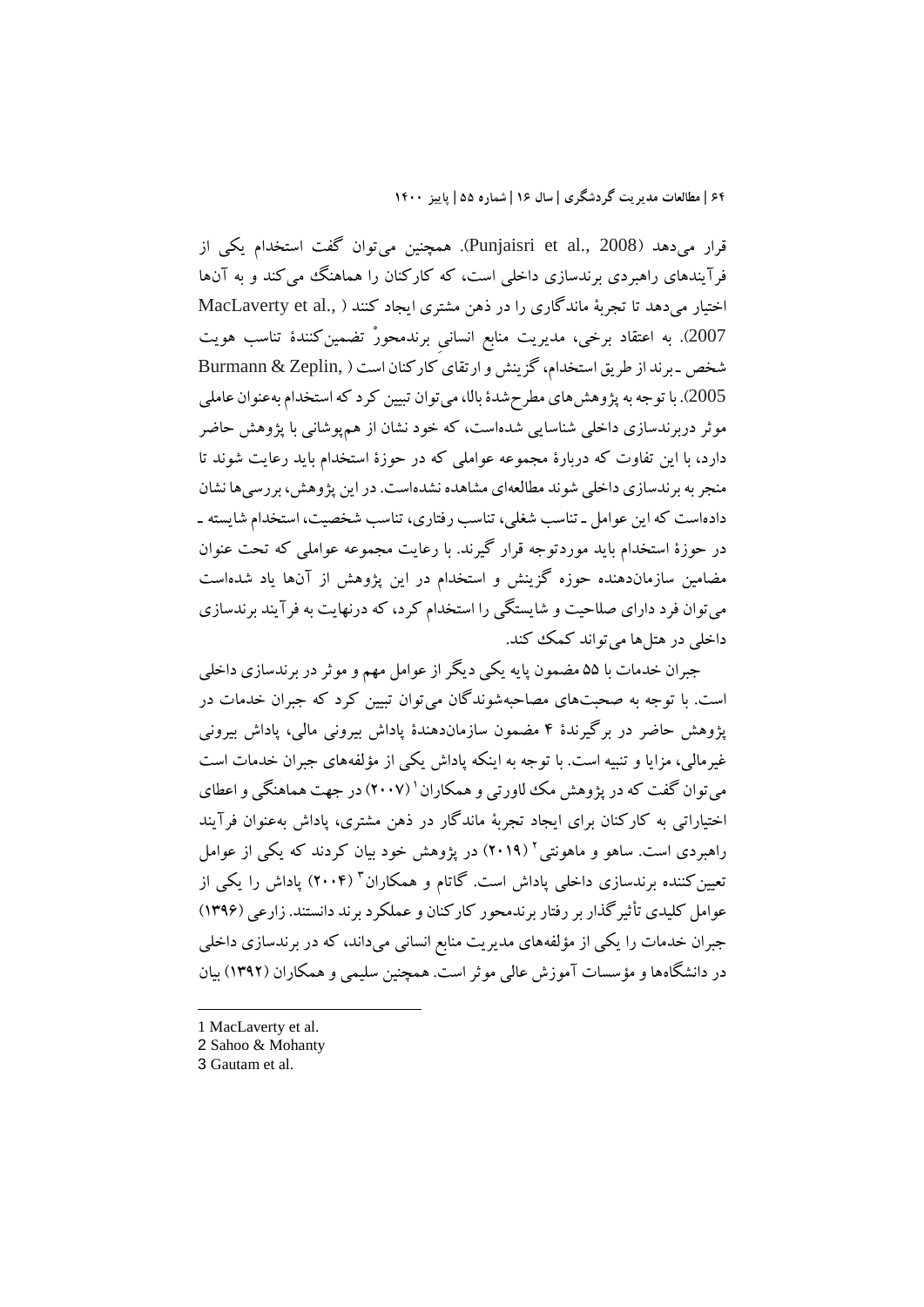قرار می‌دهد (Punjaisri et al., 2008). همچنین می‌توان گفت استخدام یکی از فرآیندهای راهبردی برندسازی داخلی است، که کارکنان را هماهنگ می‌کند و به آن‌ها اختیار می‌دهد تا تجربهٔ ماندگاری را در ذهن مشتری ایجاد کنند (MacLaverty et al., 2007). به اعتقاد برخی، مدیریت منابع انسانی برندمحورْ تضمین‌کنندهٔ تناسب هویت شخص ـ برند از طریق استخدام، گزینش و ارتقای کارکنان است (Burmann & Zeplin, 2005). با توجه به پژوهش‌های مطرح‌شدهٔ بالا، می‌توان تبیین کرد که استخدام به‌عنوان عاملی موثر دربرندسازی داخلی شناسایی شده‌است، که خود نشان از هم‌پوشانی با پژوهش حاضر دارد، با این تفاوت که دربارهٔ مجموعه عواملی که در حوزهٔ استخدام باید رعایت شوند تا منجر به برندسازی داخلی شوند مطالعه‌ای مشاهده نشده‌است. در این پژوهش، بررسی‌ها نشان داده‌است که این عوامل ـ تناسب شغلی، تناسب رفتاری، تناسب شخصیت، استخدام شایسته ـ در حوزهٔ استخدام باید موردتوجه قرار گیرند. با رعایت مجموعه عواملی که تحت عنوان مضامین سازمان‌دهنده حوزه گزینش و استخدام در این پژوهش از آن‌ها یاد شده‌است می‌توان فرد دارای صلاحیت و شایستگی را استخدام کرد، که درنهایت به فرآیند برندسازی داخلی در هتل‌ها می‌تواند کمک کند.

جبران خدمات با ۵۵ مضمون پایه یکی دیگر از عوامل مهم و موثر در برندسازی داخلی است. با توجه به صحبت‌های مصاحبه‌شوندگان می‌توان تبیین کرد که جبران خدمات در پژوهش حاضر در برگیرندهٔ ۴ مضمون سازمان‌دهندهٔ پاداش بیرونی مالی، پاداش بیرونی غیرمالی، مزایا و تنبیه است. با توجه به اینکه پاداش یکی از مؤلفه‌های جبران خدمات است می‌توان گفت که در پژوهش مک لاورتی و همکاران[1] (۲۰۰۷) در جهت هماهنگی و اعطای اختیاراتی به کارکنان برای ایجاد تجربهٔ ماندگار در ذهن مشتری، پاداش به‌عنوان فرآیند راهبردی است. ساهو و ماهونتی[2] (۲۰۱۹) در پژوهش خود بیان کردند که یکی از عوامل تعیین‌کننده برندسازی داخلی پاداش است. گاتام و همکاران[3] (۲۰۰۴) پاداش را یکی از عوامل کلیدی تأثیرگذار بر رفتار برندمحور کارکنان و عملکرد برند دانستند. زارعی (۱۳۹۶) جبران خدمات را یکی از مؤلفه‌های مدیریت منابع انسانی می‌داند، که در برندسازی داخلی در دانشگاه‌ها و مؤسسات آموزش عالی موثر است. همچنین سلیمی و همکاران (۱۳۹۲) بیان

---

1 MacLaverty et al.

2 Sahoo & Mohanty

3 Gautam et al.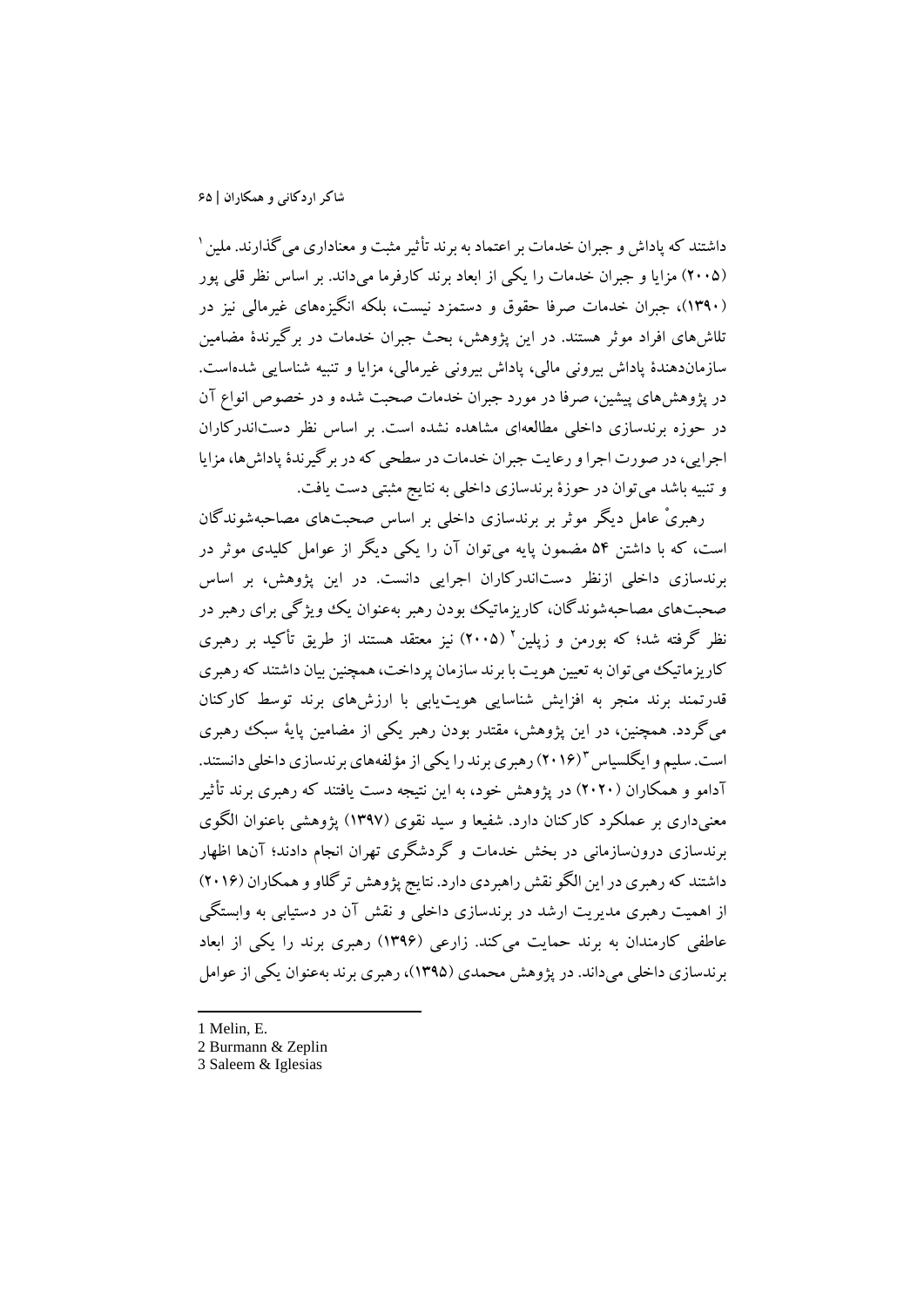داشتند که پاداش و جبران خدمات بر اعتماد به برند تأثیر مثبت و معناداری می‌گذارند. ملین[1] (۲۰۰۵) مزایا و جبران خدمات را یکی از ابعاد برند کارفرما می‌داند. بر اساس نظر قلی پور (۱۳۹۰)، جبران خدمات صرفا حقوق و دستمزد نیست، بلکه انگیزه‌های غیرمالی نیز در تلاش‌های افراد موثر هستند. در این پژوهش، بحث جبران خدمات در برگیرندهٔ مضامین سازمان‌دهندهٔ پاداش بیرونی مالی، پاداش بیرونی غیرمالی، مزایا و تنبیه شناسایی شده‌است. در پژوهش‌های پیشین، صرفا در مورد جبران خدمات صحبت شده و در خصوص انواع آن در حوزه برندسازی داخلی مطالعه‌ای مشاهده نشده است. بر اساس نظر دست‌اندرکاران اجرایی، در صورت اجرا و رعایت جبران خدمات در سطحی که در برگیرندهٔ پاداش‌ها، مزایا و تنبیه باشد می‌توان در حوزهٔ برندسازی داخلی به نتایج مثبتی دست یافت.

رهبریْ عامل دیگر موثر بر برندسازی داخلی بر اساس صحبت‌های مصاحبه‌شوندگان است، که با داشتن ۵۴ مضمون پایه می‌توان آن را یکی دیگر از عوامل کلیدی موثر در برندسازی داخلی ازنظر دست‌اندرکاران اجرایی دانست. در این پژوهش، بر اساس صحبت‌های مصاحبه‌شوندگان، کاریزماتیک بودن رهبر به‌عنوان یک ویژگی برای رهبر در نظر گرفته شد؛ که بورمن و زپلین[2] (۲۰۰۵) نیز معتقد هستند از طریق تأکید بر رهبری کاریزماتیک می‌توان به تعیین هویت با برند سازمان پرداخت، همچنین بیان داشتند که رهبری قدرتمند برند منجر به افزایش شناسایی هویت‌یابی با ارزش‌های برند توسط کارکنان می‌گردد. همچنین، در این پژوهش، مقتدر بودن رهبر یکی از مضامین پایهٔ سبک رهبری است. سلیم و ایگلسیاس[3] (۲۰۱۶) رهبری برند را یکی از مؤلفه‌های برندسازی داخلی دانستند. آدامو و همکاران (۲۰۲۰) در پژوهش خود، به این نتیجه دست یافتند که رهبری برند تأثیر معنی‌داری بر عملکرد کارکنان دارد. شفیعا و سید نقوی (۱۳۹۷) پژوهشی باعنوان الگوی برندسازی درون‌سازمانی در بخش خدمات و گردشگری تهران انجام دادند؛ آن‌ها اظهار داشتند که رهبری در این الگو نقش راهبردی دارد. نتایج پژوهش ترگلاو و همکاران (۲۰۱۶) از اهمیت رهبری مدیریت ارشد در برندسازی داخلی و نقش آن در دستیابی به وابستگی عاطفی کارمندان به برند حمایت می‌کند. زارعی (۱۳۹۶) رهبری برند را یکی از ابعاد برندسازی داخلی می‌داند. در پژوهش محمدی (۱۳۹۵)، رهبری برند به‌عنوان یکی از عوامل

---

1 Melin, E.

2 Burmann & Zeplin

3 Saleem & Iglesias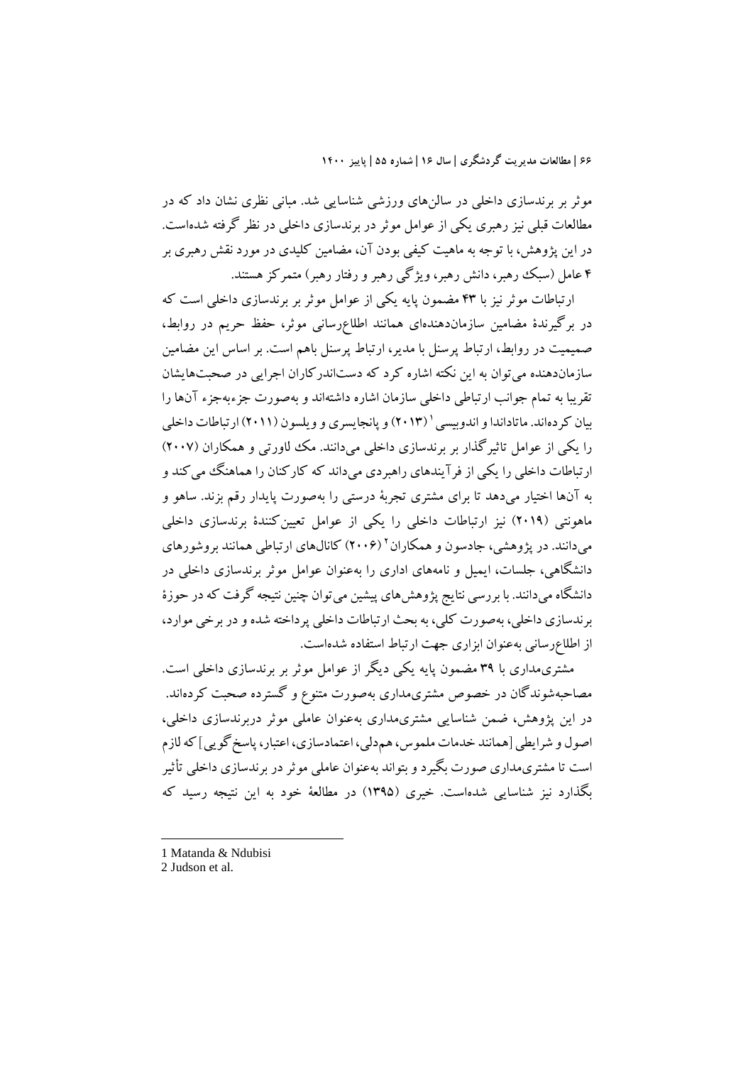موثر بر برندسازی داخلی در سالن‌های ورزشی شناسایی شد. مبانی نظری نشان داد که در مطالعات قبلی نیز رهبری یکی از عوامل موثر در برندسازی داخلی در نظر گرفته شده‌است. در این پژوهش، با توجه به ماهیت کیفی بودن آن، مضامین کلیدی در مورد نقش رهبری بر ۴ عامل (سبک رهبر، دانش رهبر، ویژگی رهبر و رفتار رهبر) متمرکز هستند.

ارتباطات موثر نیز با ۴۳ مضمون پایه یکی از عوامل موثر بر برندسازی داخلی است که در برگیرندهٔ مضامین سازمان‌دهنده‌ای همانند اطلاع‌رسانی موثر، حفظ حریم در روابط، صمیمیت در روابط، ارتباط پرسنل با مدیر، ارتباط پرسنل باهم است. بر اساس این مضامین سازمان‌دهنده می‌توان به این نکته اشاره کرد که دست‌اندرکاران اجرایی در صحبت‌هایشان تقریبا به تمام جوانب ارتباطی داخلی سازمان اشاره داشته‌اند و به‌صورت جزء‌به‌جزء آن‌ها را بیان کرده‌اند. ماتاداندا و اندوبیسی[1] (۲۰۱۳) و پانجایسری و ویلسون (۲۰۱۱) ارتباطات داخلی را یکی از عوامل تاثیرگذار بر برندسازی داخلی می‌دانند. مک لاورتی و همکاران (۲۰۰۷) ارتباطات داخلی را یکی از فرآیندهای راهبردی می‌داند که کارکنان را هماهنگ می‌کند و به آن‌ها اختیار می‌دهد تا برای مشتری تجربهٔ درستی را به‌صورت پایدار رقم بزنند. ساهو و ماهونتی (۲۰۱۹) نیز ارتباطات داخلی را یکی از عوامل تعیین‌کنندهٔ برندسازی داخلی می‌دانند. در پژوهشی، جادسون و همکاران[2] (۲۰۰۶) کانال‌های ارتباطی همانند بروشورهای دانشگاهی، جلسات، ایمیل و نامه‌های اداری را به‌عنوان عوامل موثر برندسازی داخلی در دانشگاه می‌دانند. با بررسی نتایج پژوهش‌های پیشین می‌توان چنین نتیجه گرفت که در حوزهٔ برندسازی داخلی، به‌صورت کلی، به بحث ارتباطات داخلی پرداخته شده و در برخی موارد، از اطلاع‌رسانی به‌عنوان ابزاری جهت ارتباط استفاده شده‌است.

مشتری‌مداری با ۳۹ مضمون پایه یکی دیگر از عوامل موثر بر برندسازی داخلی است. مصاحبه‌شوندگان در خصوص مشتری‌مداری به‌صورت متنوع و گسترده صحبت کرده‌اند. در این پژوهش، ضمن شناسایی مشتری‌مداری به‌عنوان عاملی موثر دربرندسازی داخلی، اصول و شرایطی [همانند خدمات ملموس، همدلی، اعتمادسازی، اعتبار، پاسخ‌گویی] که لازم است تا مشتری‌مداری صورت بگیرد و بتواند به‌عنوان عاملی موثر در برندسازی داخلی تأثیر بگذارد نیز شناسایی شده‌است. خیری (۱۳۹۵) در مطالعهٔ خود به این نتیجه رسید که

---

1 Matanda & Ndubisi

2 Judson et al.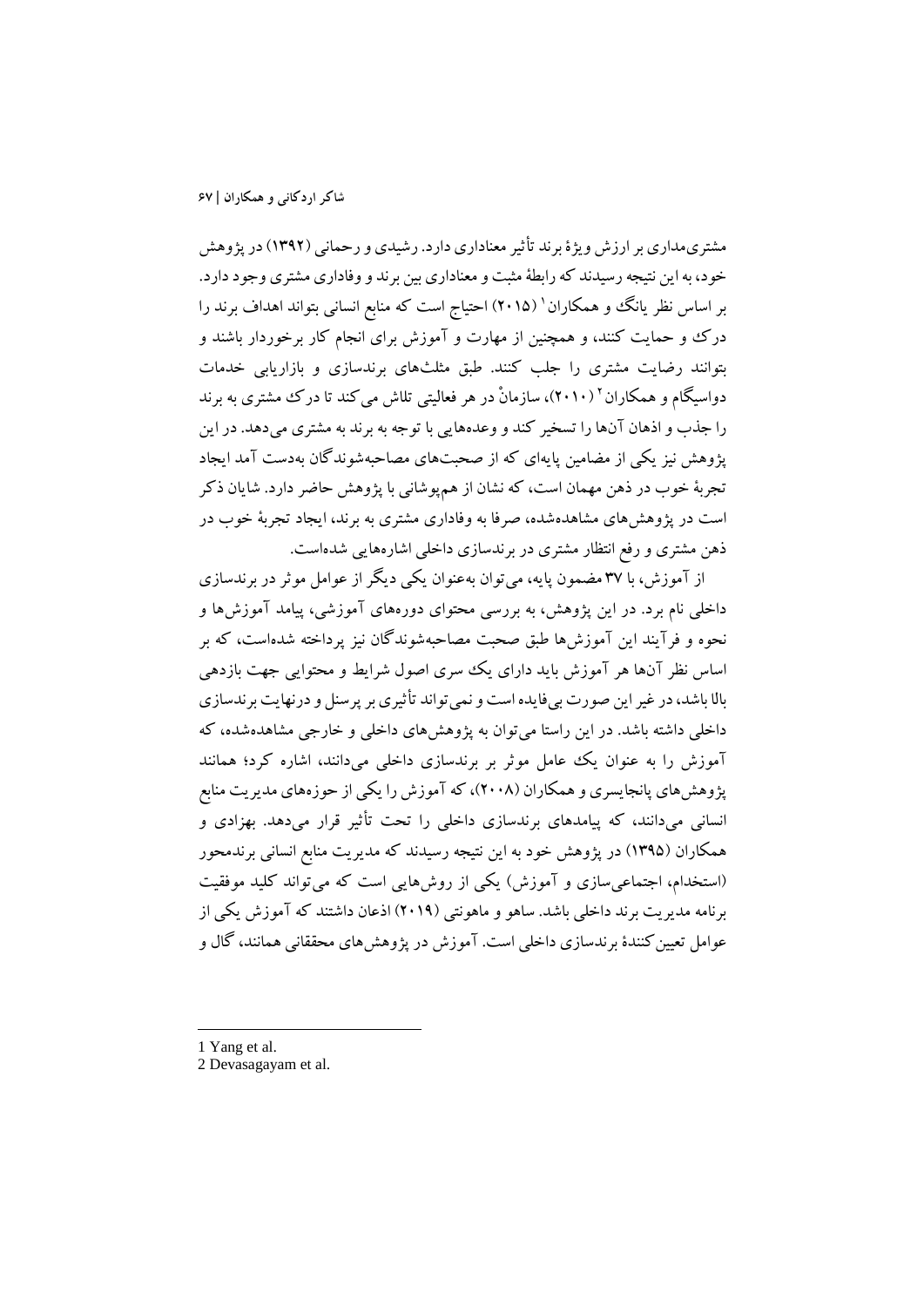مشتری‌مداری بر ارزش ویژهٔ برند تأثیر معناداری دارد. رشیدی و رحمانی (۱۳۹۲) در پژوهش خود، به این نتیجه رسیدند که رابطهٔ مثبت و معناداری بین برند و وفاداری مشتری وجود دارد. بر اساس نظر یانگ و همکاران[1] (۲۰۱۵) احتیاج است که منابع انسانی بتواند اهداف برند را درک و حمایت کنند، و همچنین از مهارت و آموزش برای انجام کار برخوردار باشند و بتوانند رضایت مشتری را جلب کنند. طبق مثلث‌های برندسازی و بازاریابی خدمات دواسیگام و همکاران[2] (۲۰۱۰)، سازمانْ در هر فعالیتی تلاش می‌کند تا درک مشتری به برند را جذب و اذهان آن‌ها را تسخیر کند و وعده‌هایی با توجه به برند به مشتری می‌دهد. در این پژوهش نیز یکی از مضامین پایه‌ای که از صحبت‌های مصاحبه‌شوندگان به‌دست آمد ایجاد تجربهٔ خوب در ذهن مهمان است، که نشان از هم‌پوشانی با پژوهش حاضر دارد. شایان ذکر است در پژوهش‌های مشاهده‌شده، صرفا به وفاداری مشتری به برند، ایجاد تجربهٔ خوب در ذهن مشتری و رفع انتظار مشتری در برندسازی داخلی اشاره‌هایی شده‌است.

از آموزش، با ۳۷ مضمون پایه، می‌توان به‌عنوان یکی دیگر از عوامل موثر در برندسازی داخلی نام برد. در این پژوهش، به بررسی محتوای دوره‌های آموزشی، پیامد آموزش‌ها و نحوه و فرآیند این آموزش‌ها طبق صحبت مصاحبه‌شوندگان نیز پرداخته شده‌است، که بر اساس نظر آن‌ها هر آموزش باید دارای یک سری اصول شرایط و محتوایی جهت بازدهی بالا باشد، در غیر این صورت بی‌فایده است و نمی‌تواند تأثیری بر پرسنل و درنهایت برندسازی داخلی داشته باشد. در این راستا می‌توان به پژوهش‌های داخلی و خارجی مشاهده‌شده، که آموزش را به عنوان یک عامل موثر بر برندسازی داخلی می‌دانند، اشاره کرد؛ همانند پژوهش‌های پانجایسری و همکاران (۲۰۰۸)، که آموزش را یکی از حوزه‌های مدیریت منابع انسانی می‌دانند، که پیامدهای برندسازی داخلی را تحت تأثیر قرار می‌دهد. بهزادی و همکاران (۱۳۹۵) در پژوهش خود به این نتیجه رسیدند که مدیریت منابع انسانی برندمحور (استخدام، اجتماعی‌سازی و آموزش) یکی از روش‌هایی است که می‌تواند کلید موفقیت برنامه مدیریت برند داخلی باشد. ساهو و ماهونتی (۲۰۱۹) اذعان داشتند که آموزش یکی از عوامل تعیین‌کنندهٔ برندسازی داخلی است. آموزش در پژوهش‌های محققانی همانند، گال و

---

1 Yang et al.

2 Devasagayam et al.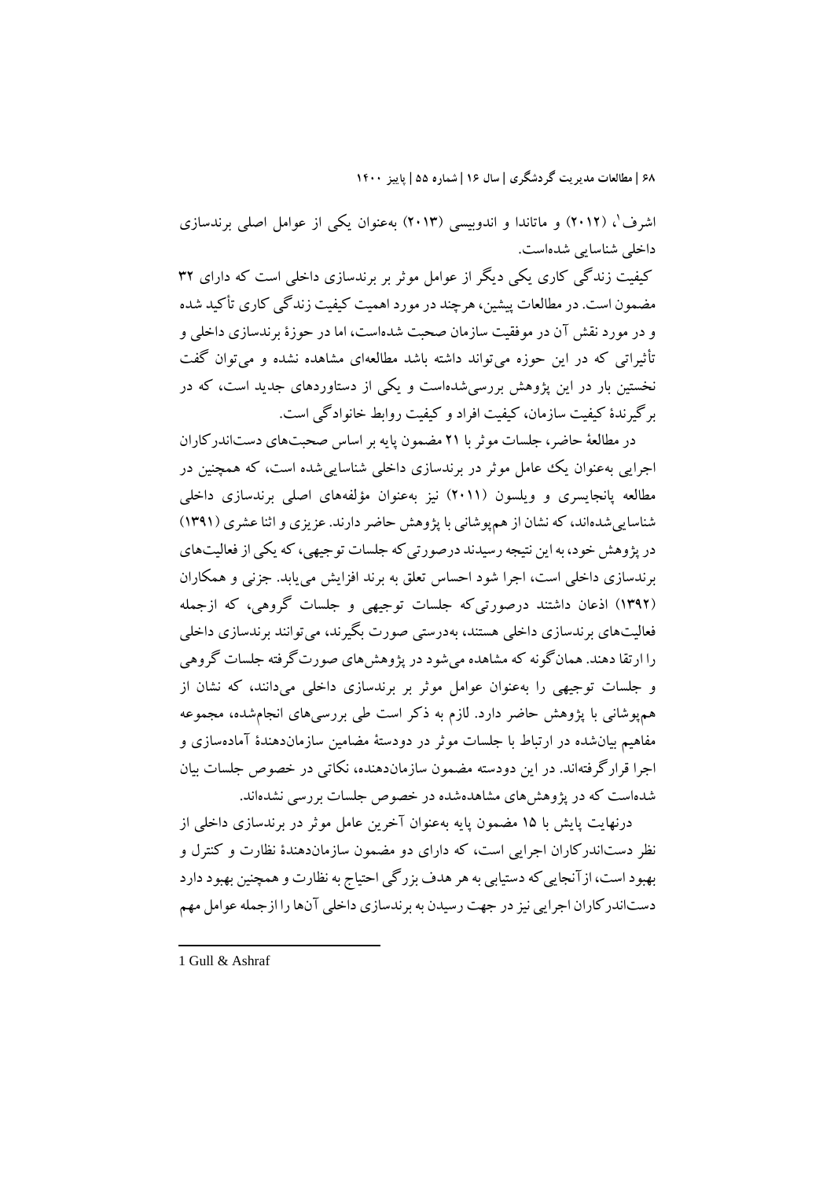اشرف[1]، (۲۰۱۲) و ماتاندا و اندوبیسی (۲۰۱۳) به‌عنوان یکی از عوامل اصلی برندسازی داخلی شناسایی شده‌است.

کیفیت زندگی کاری یکی دیگر از عوامل موثر بر برندسازی داخلی است که دارای ۳۲ مضمون است. در مطالعات پیشین، هرچند در مورد اهمیت کیفیت زندگی کاری تأکید شده و در مورد نقش آن در موفقیت سازمان صحبت شده‌است، اما در حوزهٔ برندسازی داخلی و تأثیراتی که در این حوزه می‌تواند داشته باشد مطالعه‌ای مشاهده نشده و می‌توان گفت نخستین بار در این پژوهش بررسی‌شده‌است و یکی از دستاوردهای جدید است، که در برگیرندهٔ کیفیت سازمان، کیفیت افراد و کیفیت روابط خانوادگی است.

در مطالعهٔ حاضر، جلسات موثر با ۲۱ مضمون پایه بر اساس صحبت‌های دست‌اندرکاران اجرایی به‌عنوان یک عامل موثر در برندسازی داخلی شناسایی‌شده است، که همچنین در مطالعه پانجایسری و ویلسون (۲۰۱۱) نیز به‌عنوان مؤلفه‌های اصلی برندسازی داخلی شناسایی‌شده‌اند، که نشان از هم‌پوشانی با پژوهش حاضر دارند. عزیزی و اثنا عشری (۱۳۹۱) در پژوهش خود، به این نتیجه رسیدند درصورتی‌که جلسات توجیهی، که یکی از فعالیت‌های برندسازی داخلی است، اجرا شود احساس تعلق به برند افزایش می‌یابد. جزنی و همکاران (۱۳۹۲) اذعان داشتند درصورتی‌که جلسات توجیهی و جلسات گروهی، که ازجمله فعالیت‌های برندسازی داخلی هستند، به‌درستی صورت بگیرند، می‌توانند برندسازی داخلی را ارتقا دهند. همان‌گونه که مشاهده می‌شود در پژوهش‌های صورت‌گرفته جلسات گروهی و جلسات توجیهی را به‌عنوان عوامل موثر بر برندسازی داخلی می‌دانند، که نشان از هم‌پوشانی با پژوهش حاضر دارد. لازم به ذکر است طی بررسی‌های انجام‌شده، مجموعه مفاهیم بیان‌شده در ارتباط با جلسات موثر در دودستهٔ مضامین سازمان‌دهندهٔ آماده‌سازی و اجرا قرارگرفته‌اند. در این دودسته مضمون سازمان‌دهنده، نکاتی در خصوص جلسات بیان شده‌است که در پژوهش‌های مشاهده‌شده در خصوص جلسات بررسی نشده‌اند.

درنهایت پایش با ۱۵ مضمون پایه به‌عنوان آخرین عامل موثر در برندسازی داخلی از نظر دست‌اندرکاران اجرایی است، که دارای دو مضمون سازمان‌دهندهٔ نظارت و کنترل و بهبود است، ازآنجایی‌که دستیابی به هر هدف بزرگی احتیاج به نظارت و همچنین بهبود دارد دست‌اندرکاران اجرایی نیز در جهت رسیدن به برندسازی داخلی آن‌ها را ازجمله عوامل مهم

---

1 Gull & Ashraf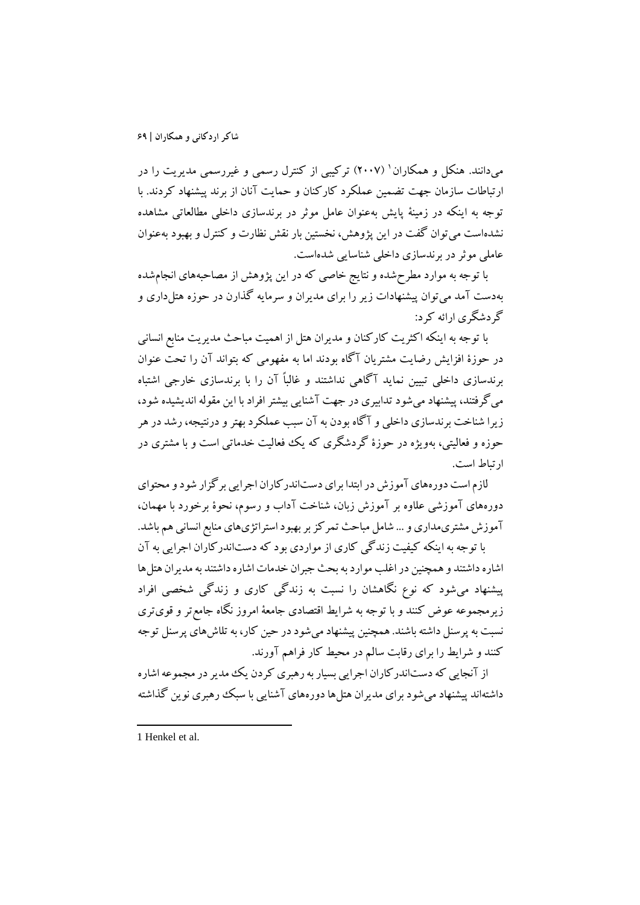می‌دانند. هنکل و همکاران[1] (۲۰۰۷) ترکیبی از کنترل رسمی و غیررسمی مدیریت را در ارتباطات سازمان جهت تضمین عملکرد کارکنان و حمایت آنان از برند پیشنهاد کردند. با توجه به اینکه در زمینهٔ پایش به‌عنوان عامل موثر در برندسازی داخلی مطالعاتی مشاهده نشده‌است می‌توان گفت در این پژوهش، نخستین بار نقش نظارت و کنترل و بهبود به‌عنوان عاملی موثر در برندسازی داخلی شناسایی شده‌است.

با توجه به موارد مطرح‌شده و نتایج خاصی که در این پژوهش از مصاحبه‌های انجام‌شده به‌دست آمد می‌توان پیشنهادات زیر را برای مدیران و سرمایه گذارن در حوزه هتل‌داری و گردشگری ارائه کرد:

با توجه به اینکه اکثریت کارکنان و مدیران هتل از اهمیت مباحث مدیریت منابع انسانی در حوزهٔ افزایش رضایت مشتریان آگاه بودند اما به مفهومی که بتواند آن را تحت عنوان برندسازی داخلی تبیین نماید آگاهی نداشتند و غالباً آن را با برندسازی خارجی اشتباه می‌گرفتند، پیشنهاد می‌شود تدابیری در جهت آشنایی بیشتر افراد با این مقوله اندیشیده شود، زیرا شناخت برندسازی داخلی و آگاه بودن به آن سبب عملکرد بهتر و درنتیجه، رشد در هر حوزه و فعالیتی، به‌ویژه در حوزهٔ گردشگری که یک فعالیت خدماتی است و با مشتری در ارتباط است.

لازم است دوره‌های آموزش در ابتدا برای دست‌اندرکاران اجرایی برگزار شود و محتوای دوره‌های آموزشی علاوه بر آموزش زبان، شناخت آداب و رسوم، نحوهٔ برخورد با مهمان، آموزش مشتری‌مداری و ... شامل مباحث تمرکز بر بهبود استراتژی‌های منابع انسانی هم باشد.

با توجه به اینکه کیفیت زندگی کاری از مواردی بود که دست‌اندرکاران اجرایی به آن اشاره داشتند و همچنین در اغلب موارد به بحث جبران خدمات اشاره داشتند به مدیران هتل‌ها پیشنهاد می‌شود که نوع نگاهشان را نسبت به زندگی کاری و زندگی شخصی افراد زیرمجموعه عوض کنند و با توجه به شرایط اقتصادی جامعهٔ امروز نگاه جامع‌تر و قوی‌تری نسبت به پرسنل داشته باشند. همچنین پیشنهاد می‌شود در حین کار، به تلاش‌های پرسنل توجه کنند و شرایط را برای رقابت سالم در محیط کار فراهم آورند.

از آنجایی که دست‌اندرکاران اجرایی بسیار به رهبری کردن یک مدیر در مجموعه اشاره داشته‌اند پیشنهاد می‌شود برای مدیران هتل‌ها دوره‌های آشنایی با سبک رهبری نوین گذاشته

---

1 Henkel et al.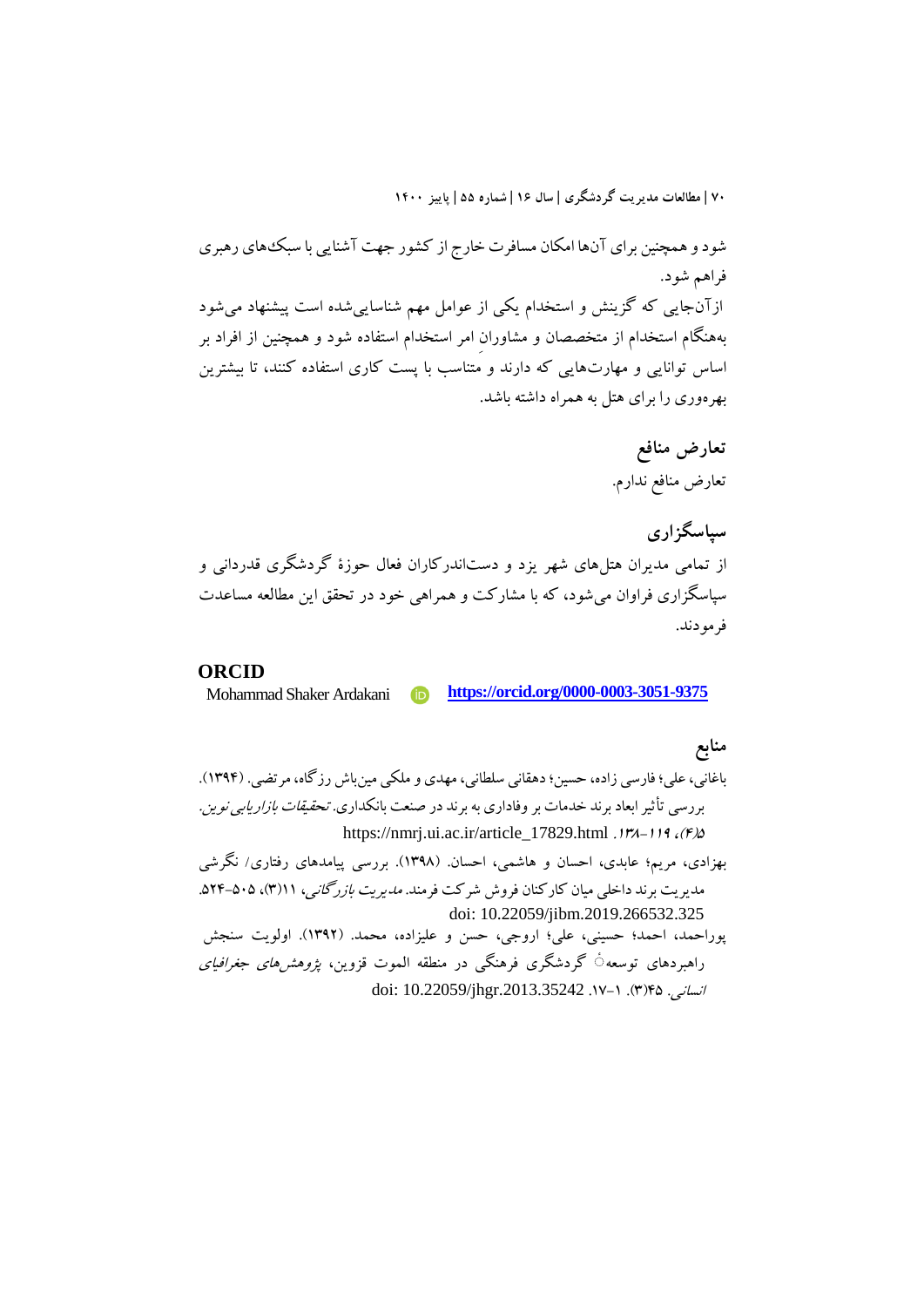شود و همچنین برای آن‌ها امکان مسافرت خارج از کشور جهت آشنایی با سبک‌های رهبری فراهم شود.

ازآن‌جایی که گزینش و استخدام یکی از عوامل مهم شناسایی‌شده است پیشنهاد می‌شود به‌هنگام استخدام از متخصصان و مشاوران امر استخدام استفاده شود و همچنین از افراد بر اساس توانایی و مهارت‌هایی که دارند و متناسب با پست کاری استفاده کنند، تا بیشترین بهره‌وری را برای هتل به همراه داشته باشد.

## تعارض منافع

تعارض منافع ندارم.

## سپاسگزاری

از تمامی مدیران هتل‌های شهر یزد و دست‌اندرکاران فعال حوزهٔ گردشگری قدردانی و سپاسگزاری فراوان می‌شود، که با مشارکت و همراهی خود در تحقق این مطالعه مساعدت فرمودند.

## ORCID

Mohammad Shaker Ardakani https://orcid.org/0000-0003-3051-9375

## منابع

باغانی، علی؛ فارسی زاده، حسین؛ دهقانی سلطانی، مهدی و ملکی مین‌باش رزگاه، مرتضی. (۱۳۹۴). بررسی تأثیر ابعاد برند خدمات بر وفاداری به برند در صنعت بانکداری. *تحقیقات بازاریابی نوین*. *۵(۴)*، *۱۱۹-۱۳۸*. https://nmrj.ui.ac.ir/article_17829.html

بهزادی، مریم؛ عابدی، احسان و هاشمی، احسان. (۱۳۹۸). بررسی پیامدهای رفتاری/ نگرشی مدیریت برند داخلی میان کارکنان فروش شرکت فرمند. *مدیریت بازرگانی*، ۱۱(۳)، ۵۰۵-۵۲۴. doi: 10.22059/jibm.2019.266532.325

پوراحمد، احمد؛ حسینی، علی؛ اروجی، حسن و علیزاده، محمد. (۱۳۹۲). اولویت سنجش راهبردهای توسعهٔ گردشگری فرهنگی در منطقه الموت قزوین، *پژوهش‌های جغرافیای انسانی*. ۴۵(۳). ۱-۱۷. doi: 10.22059/jhgr.2013.35242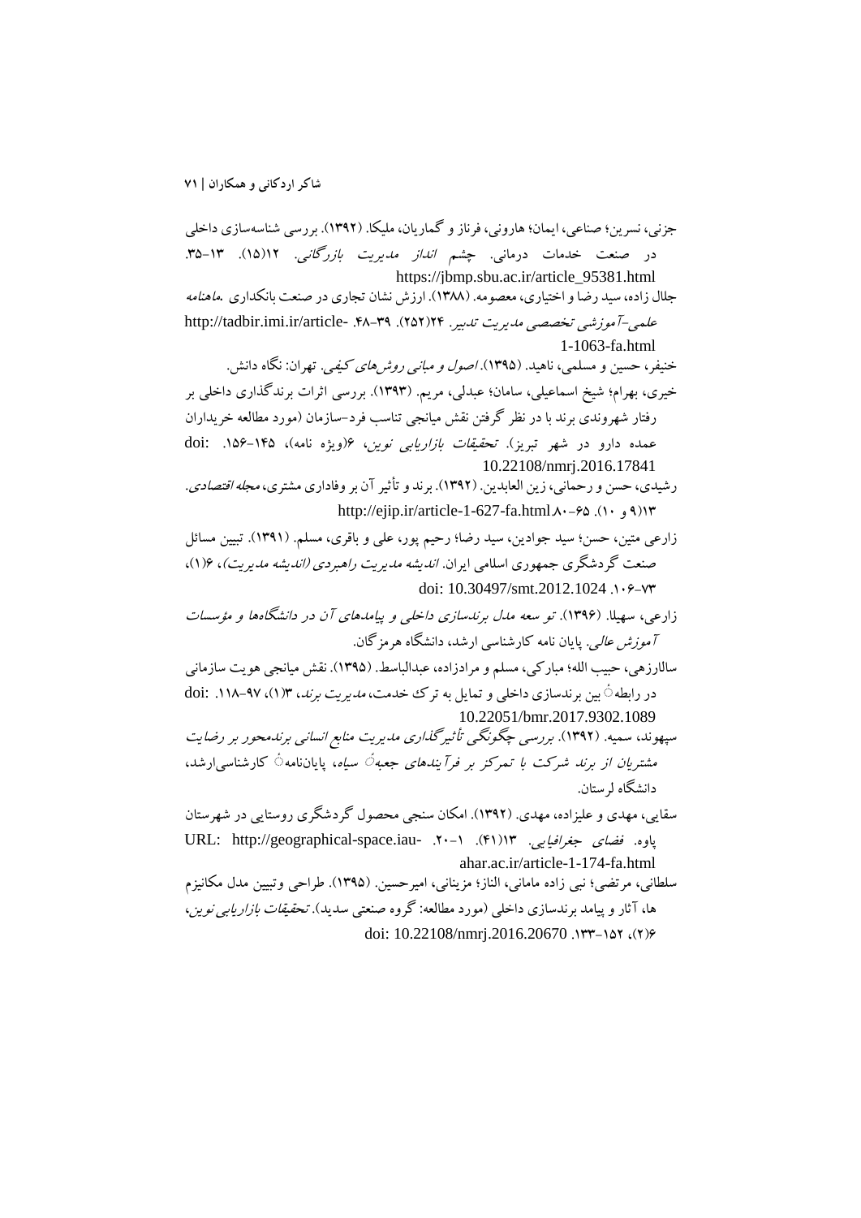جزنی، نسرین؛ صناعی، ایمان؛ هارونی، فرناز و گماریان، ملیکا. (۱۳۹۲). بررسی شناسه‌سازی داخلی در صنعت خدمات درمانی. *چشم انداز مدیریت بازرگانی*. ۱۲(۱۵). ۱۳-۳۵. https://jbmp.sbu.ac.ir/article_95381.html

جلال زاده، سید رضا و اختیاری، معصومه. (۱۳۸۸). ارزش نشان تجاری در صنعت بانکداری .*ماهنامه علمی-آموزشی تخصصی مدیریت تدبیر*. ۲۴(۲۵۲). ۳۹-۴۸. http://tadbir.imi.ir/article-1-1063-fa.html

خنیفر، حسین و مسلمی، ناهید. (۱۳۹۵). *اصول و مبانی روش‌های کیفی*. تهران: نگاه دانش.

خیری، بهرام؛ شیخ اسماعیلی، سامان؛ عبدلی، مریم. (۱۳۹۳). بررسی اثرات برندگذاری داخلی بر رفتار شهروندی برند با در نظر گرفتن نقش میانجی تناسب فرد-سازمان (مورد مطالعه خریداران عمده دارو در شهر تبریز). *تحقیقات بازاریابی نوین*، ۶(ویژه نامه)، ۱۴۵-۱۵۶. doi: 10.22108/nmrj.2016.17841

رشیدی، حسن و رحمانی، زین العابدین. (۱۳۹۲). برند و تأثیر آن بر وفاداری مشتری، *مجله اقتصادی*. ۱۳(۹ و ۱۰). ۶۵-۸۰. http://ejip.ir/article-1-627-fa.html

زارعی متین، حسن؛ سید جوادین، سید رضا؛ رحیم پور، علی و باقری، مسلم. (۱۳۹۱). تبیین مسائل صنعت گردشگری جمهوری اسلامی ایران. *اندیشه مدیریت راهبردی (اندیشه مدیریت)*، ۶(۱)، ۷۳-۱۰۶. doi: 10.30497/smt.2012.1024

زارعی، سهیلا. (۱۳۹۶). *تو سعه مدل برندسازی داخلی و پیامدهای آن در دانشگاه‌ها و مؤسسات آموزش عالی*. پایان نامه کارشناسی ارشد، دانشگاه هرمزگان.

سالارزهی، حبیب الله؛ مبارکی، مسلم و مرادزاده، عبدالباسط. (۱۳۹۵). نقش میانجی هویت سازمانی در رابطهٔ بین برندسازی داخلی و تمایل به ترک خدمت، *مدیریت برند*، ۳(۱)، ۹۷-۱۱۸. doi: 10.22051/bmr.2017.9302.1089

سپهوند، سمیه. (۱۳۹۲). *بررسی چگونگی تأثیرگذاری مدیریت منابع انسانی برندمحور بر رضایت مشتریان از برند شرکت با تمرکز بر فرآیندهای جعبهٔ سیاه*، پایان‌نامهٔ کارشناسی‌ارشد، دانشگاه لرستان.

سقایی، مهدی و علیزاده، مهدی. (۱۳۹۲). امکان سنجی محصول گردشگری روستایی در شهرستان پاوه. *فضای جغرافیایی*. ۱۳(۴۱). ۱-۲۰. URL: http://geographical-space.iau-ahar.ac.ir/article-1-174-fa.html

سلطانی، مرتضی؛ نبی زاده مامانی، الناز؛ مزینانی، امیرحسین. (۱۳۹۵). طراحی وتبیین مدل مکانیزم ها، آثار و پیامد برندسازی داخلی (مورد مطالعه: گروه صنعتی سدید). *تحقیقات بازاریابی نوین*، ۶(۲)، ۱۳۳-۱۵۲. doi: 10.22108/nmrj.2016.20670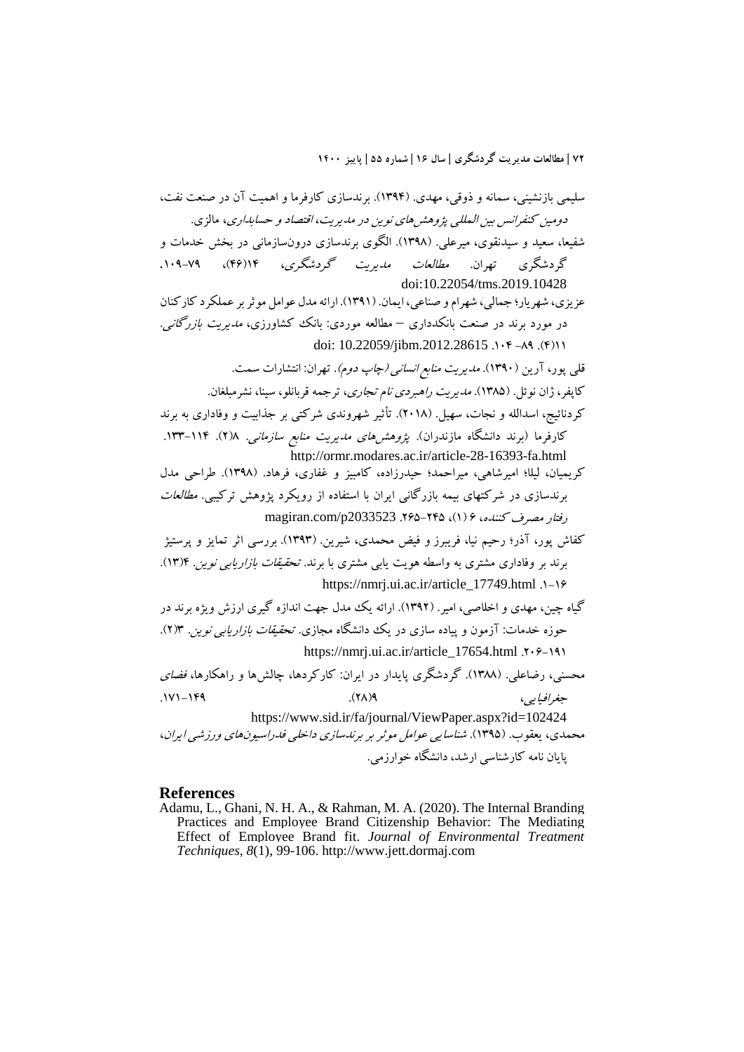سلیمی بازنشینی، سمانه و ذوقی، مهدی. (۱۳۹۴). برندسازی کارفرما و اهمیت آن در صنعت نفت، *دومین کنفرانس بین المللی پژوهش‌های نوین در مدیریت، اقتصاد و حسابداری*، مالزی.

شفیعا، سعید و سیدنقوی، میرعلی. (۱۳۹۸). الگوی برندسازی درون‌سازمانی در بخش خدمات و گردشگری تهران. *مطالعات مدیریت گردشگری*، ۱۴(۴۶)، ۷۹-۱۰۹. doi:10.22054/tms.2019.10428

عزیزی، شهریار؛ جمالی، شهرام و صناعی، ایمان. (۱۳۹۱). ارائه مدل عوامل موثر بر عملکرد کارکنان در مورد برند در صنعت بانکداری – مطالعه موردی: بانک کشاورزی، *مدیریت بازرگانی*. ۱۱(۴). ۸۹- ۱۰۴. doi: 10.22059/jibm.2012.28615

قلی پور، آرین (۱۳۹۰). *مدیریت منابع انسانی (چاپ دوم)*. تهران: انتشارات سمت.

کاپفر، ژان نوئل. (۱۳۸۵). *مدیریت راهبردی نام تجاری*، ترجمه قربانلو، سینا، نشرمبلغان.

کردنائیج، اسدالله و نجات، سهیل. (۲۰۱۸). تأثیر شهروندی شرکتی بر جذابیت و وفاداری به برند کارفرما (برند دانشگاه مازندران). *پژوهش‌های مدیریت منابع سازمانی*. ۸(۲). ۱۱۴-۱۳۳. http://ormr.modares.ac.ir/article-28-16393-fa.html

کریمیان، لیلا؛ امیرشاهی، میراحمد؛ حیدرزاده، کامبیز و غفاری، فرهاد. (۱۳۹۸). طراحی مدل برندسازی در شرکتهای بیمه بازرگانی ایران با استفاده از رویکرد پژوهش ترکیبی. *مطالعات رفتار مصرف کننده*، ۶ (۱)، ۲۴۵-۲۶۵. magiran.com/p2033523

کفاش پور، آذر؛ رحیم نیا، فریبرز و فیض محمدی، شیرین. (۱۳۹۳). بررسی اثر تمایز و پرستیژ برند بر وفاداری مشتری به واسطه هویت یابی مشتری با برند. *تحقیقات بازاریابی نوین*. ۴(۱۳). ۱-۱۶. https://nmrj.ui.ac.ir/article_17749.html

گیاه چین، مهدی و اخلاصی، امیر. (۱۳۹۲). ارائه یک مدل جهت اندازه گیری ارزش ویژه برند در حوزه خدمات: آزمون و پیاده سازی در یک دانشگاه مجازی. *تحقیقات بازاریابی نوین*. ۳(۲). ۱۹۱-۲۰۶. https://nmrj.ui.ac.ir/article_17654.html

محسنی، رضاعلی. (۱۳۸۸). گردشگری پایدار در ایران: کارکردها، چالش‌ها و راهکارها، *فضای جغرافیایی*، ۹(۲۸). ۱۴۹-۱۷۱. https://www.sid.ir/fa/journal/ViewPaper.aspx?id=102424

محمدی، یعقوب. (۱۳۹۵). *شناسایی عوامل موثر بر برندسازی داخلی فدراسیون‌های ورزشی ایران*، پایان نامه کارشناسی ارشد، دانشگاه خوارزمی.

## References

Adamu, L., Ghani, N. H. A., & Rahman, M. A. (2020). The Internal Branding Practices and Employee Brand Citizenship Behavior: The Mediating Effect of Employee Brand fit. *Journal of Environmental Treatment Techniques*, *8*(1), 99-106. http://www.jett.dormaj.com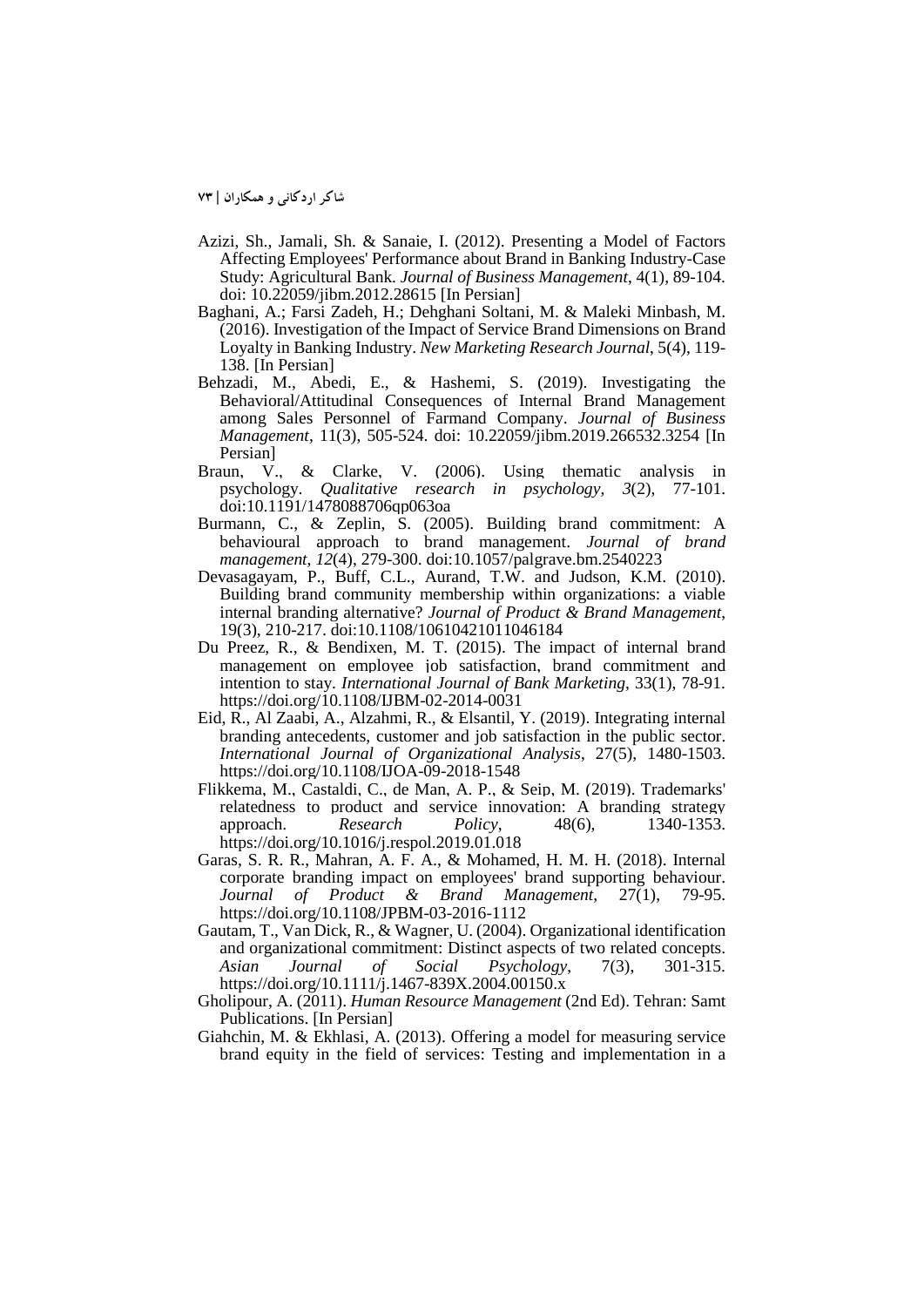Azizi, Sh., Jamali, Sh. & Sanaie, I. (2012). Presenting a Model of Factors Affecting Employees' Performance about Brand in Banking Industry-Case Study: Agricultural Bank. *Journal of Business Management*, 4(1), 89-104. doi: 10.22059/jibm.2012.28615 [In Persian]

Baghani, A.; Farsi Zadeh, H.; Dehghani Soltani, M. & Maleki Minbash, M. (2016). Investigation of the Impact of Service Brand Dimensions on Brand Loyalty in Banking Industry. *New Marketing Research Journal*, 5(4), 119-138. [In Persian]

Behzadi, M., Abedi, E., & Hashemi, S. (2019). Investigating the Behavioral/Attitudinal Consequences of Internal Brand Management among Sales Personnel of Farmand Company. *Journal of Business Management*, 11(3), 505-524. doi: 10.22059/jibm.2019.266532.3254 [In Persian]

Braun, V., & Clarke, V. (2006). Using thematic analysis in psychology. *Qualitative research in psychology*, *3*(2), 77-101. doi:10.1191/1478088706qp063oa

Burmann, C., & Zeplin, S. (2005). Building brand commitment: A behavioural approach to brand management. *Journal of brand management*, *12*(4), 279-300. doi:10.1057/palgrave.bm.2540223

Devasagayam, P., Buff, C.L., Aurand, T.W. and Judson, K.M. (2010). Building brand community membership within organizations: a viable internal branding alternative? *Journal of Product & Brand Management*, 19(3), 210-217. doi:10.1108/10610421011046184

Du Preez, R., & Bendixen, M. T. (2015). The impact of internal brand management on employee job satisfaction, brand commitment and intention to stay. *International Journal of Bank Marketing*, 33(1), 78-91. https://doi.org/10.1108/IJBM-02-2014-0031

Eid, R., Al Zaabi, A., Alzahmi, R., & Elsantil, Y. (2019). Integrating internal branding antecedents, customer and job satisfaction in the public sector. *International Journal of Organizational Analysis*, 27(5), 1480-1503. https://doi.org/10.1108/IJOA-09-2018-1548

Flikkema, M., Castaldi, C., de Man, A. P., & Seip, M. (2019). Trademarks' relatedness to product and service innovation: A branding strategy approach. *Research Policy*, 48(6), 1340-1353. https://doi.org/10.1016/j.respol.2019.01.018

Garas, S. R. R., Mahran, A. F. A., & Mohamed, H. M. H. (2018). Internal corporate branding impact on employees' brand supporting behaviour. *Journal of Product & Brand Management*, 27(1), 79-95. https://doi.org/10.1108/JPBM-03-2016-1112

Gautam, T., Van Dick, R., & Wagner, U. (2004). Organizational identification and organizational commitment: Distinct aspects of two related concepts. *Asian Journal of Social Psychology*, 7(3), 301-315. https://doi.org/10.1111/j.1467-839X.2004.00150.x

Gholipour, A. (2011). *Human Resource Management* (2nd Ed). Tehran: Samt Publications. [In Persian]

Giahchin, M. & Ekhlasi, A. (2013). Offering a model for measuring service brand equity in the field of services: Testing and implementation in a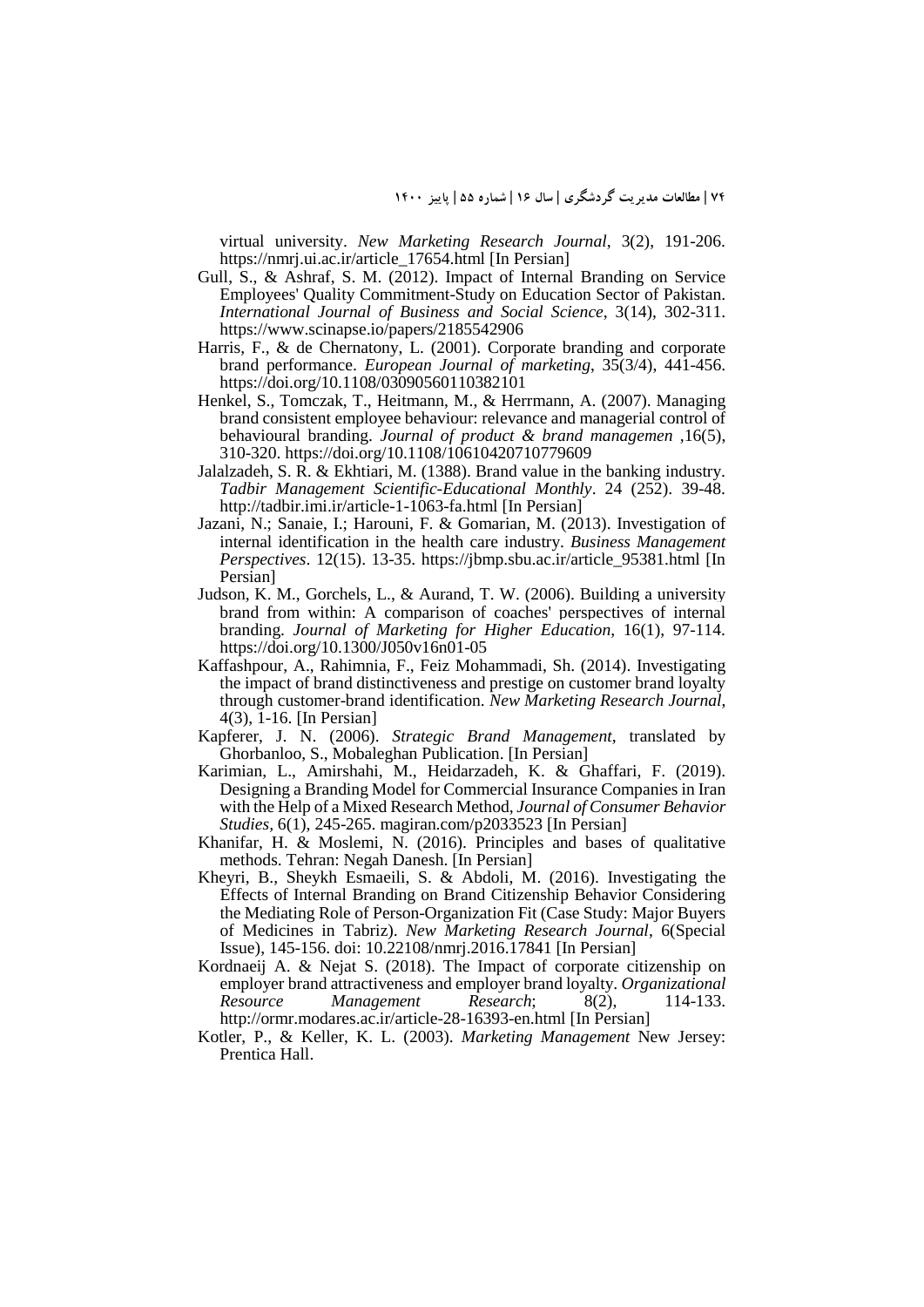virtual university. *New Marketing Research Journal*, 3(2), 191-206. https://nmrj.ui.ac.ir/article_17654.html [In Persian]

Gull, S., & Ashraf, S. M. (2012). Impact of Internal Branding on Service Employees' Quality Commitment-Study on Education Sector of Pakistan. *International Journal of Business and Social Science*, 3(14), 302-311. https://www.scinapse.io/papers/2185542906

Harris, F., & de Chernatony, L. (2001). Corporate branding and corporate brand performance. *European Journal of marketing*, 35(3/4), 441-456. https://doi.org/10.1108/03090560110382101

Henkel, S., Tomczak, T., Heitmann, M., & Herrmann, A. (2007). Managing brand consistent employee behaviour: relevance and managerial control of behavioural branding. *Journal of product & brand managemen* ,16(5), 310-320. https://doi.org/10.1108/10610420710779609

Jalalzadeh, S. R. & Ekhtiari, M. (1388). Brand value in the banking industry. *Tadbir Management Scientific-Educational Monthly*. 24 (252). 39-48. http://tadbir.imi.ir/article-1-1063-fa.html [In Persian]

Jazani, N.; Sanaie, I.; Harouni, F. & Gomarian, M. (2013). Investigation of internal identification in the health care industry. *Business Management Perspectives*. 12(15). 13-35. https://jbmp.sbu.ac.ir/article_95381.html [In Persian]

Judson, K. M., Gorchels, L., & Aurand, T. W. (2006). Building a university brand from within: A comparison of coaches' perspectives of internal branding. *Journal of Marketing for Higher Education*, 16(1), 97-114. https://doi.org/10.1300/J050v16n01-05

Kaffashpour, A., Rahimnia, F., Feiz Mohammadi, Sh. (2014). Investigating the impact of brand distinctiveness and prestige on customer brand loyalty through customer-brand identification. *New Marketing Research Journal*, 4(3), 1-16. [In Persian]

Kapferer, J. N. (2006). *Strategic Brand Management*, translated by Ghorbanloo, S., Mobaleghan Publication. [In Persian]

Karimian, L., Amirshahi, M., Heidarzadeh, K. & Ghaffari, F. (2019). Designing a Branding Model for Commercial Insurance Companies in Iran with the Help of a Mixed Research Method, *Journal of Consumer Behavior Studies*, 6(1), 245-265. magiran.com/p2033523 [In Persian]

Khanifar, H. & Moslemi, N. (2016). Principles and bases of qualitative methods. Tehran: Negah Danesh. [In Persian]

Kheyri, B., Sheykh Esmaeili, S. & Abdoli, M. (2016). Investigating the Effects of Internal Branding on Brand Citizenship Behavior Considering the Mediating Role of Person-Organization Fit (Case Study: Major Buyers of Medicines in Tabriz). *New Marketing Research Journal*, 6(Special Issue), 145-156. doi: 10.22108/nmrj.2016.17841 [In Persian]

Kordnaeij A. & Nejat S. (2018). The Impact of corporate citizenship on employer brand attractiveness and employer brand loyalty. *Organizational Resource Management Research*; 8(2), 114-133. http://ormr.modares.ac.ir/article-28-16393-en.html [In Persian]

Kotler, P., & Keller, K. L. (2003). *Marketing Management* New Jersey: Prentica Hall.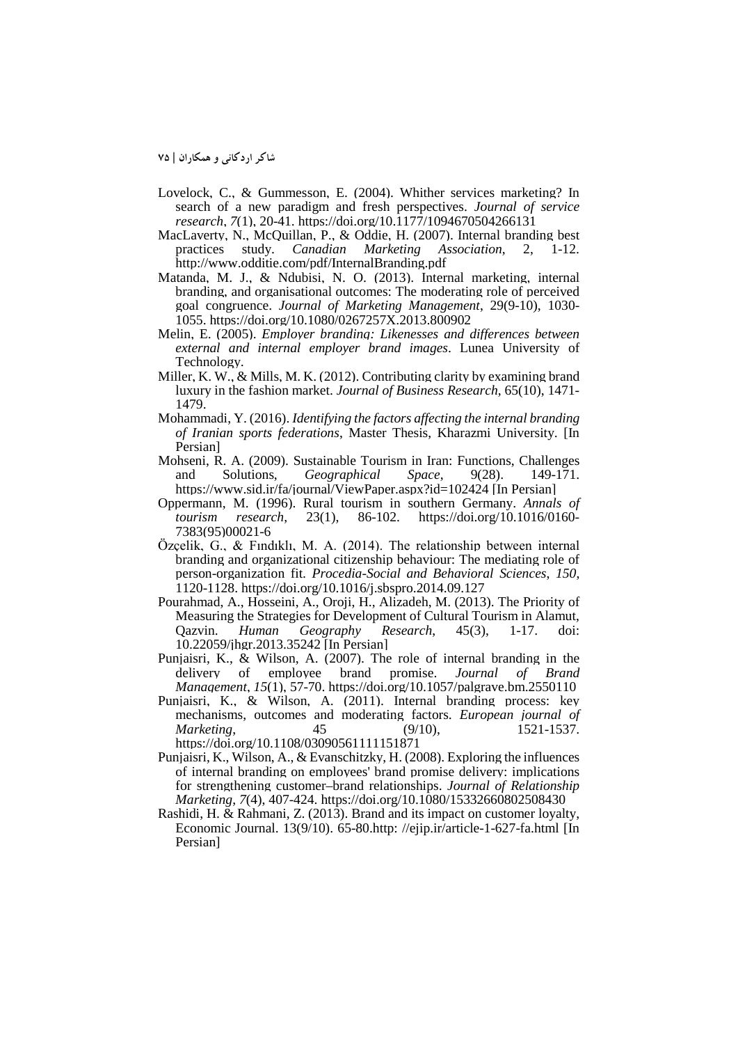Lovelock, C., & Gummesson, E. (2004). Whither services marketing? In search of a new paradigm and fresh perspectives. *Journal of service research*, *7*(1), 20-41. https://doi.org/10.1177/1094670504266131

MacLaverty, N., McQuillan, P., & Oddie, H. (2007). Internal branding best practices study. *Canadian Marketing Association*, 2, 1-12. http://www.odditie.com/pdf/InternalBranding.pdf

Matanda, M. J., & Ndubisi, N. O. (2013). Internal marketing, internal branding, and organisational outcomes: The moderating role of perceived goal congruence. *Journal of Marketing Management*, 29(9-10), 1030-1055. https://doi.org/10.1080/0267257X.2013.800902

Melin, E. (2005). *Employer branding: Likenesses and differences between external and internal employer brand images*. Lunea University of Technology.

Miller, K. W., & Mills, M. K. (2012). Contributing clarity by examining brand luxury in the fashion market. *Journal of Business Research*, 65(10), 1471-1479.

Mohammadi, Y. (2016). *Identifying the factors affecting the internal branding of Iranian sports federations*, Master Thesis, Kharazmi University. [In Persian]

Mohseni, R. A. (2009). Sustainable Tourism in Iran: Functions, Challenges and Solutions, *Geographical Space*, 9(28). 149-171. https://www.sid.ir/fa/journal/ViewPaper.aspx?id=102424 [In Persian]

Oppermann, M. (1996). Rural tourism in southern Germany. *Annals of tourism research*, 23(1), 86-102. https://doi.org/10.1016/0160-7383(95)00021-6

Özçelik, G., & Fındıklı, M. A. (2014). The relationship between internal branding and organizational citizenship behaviour: The mediating role of person-organization fit. *Procedia-Social and Behavioral Sciences*, *150*, 1120-1128. https://doi.org/10.1016/j.sbspro.2014.09.127

Pourahmad, A., Hosseini, A., Oroji, H., Alizadeh, M. (2013). The Priority of Measuring the Strategies for Development of Cultural Tourism in Alamut, Qazvin. *Human Geography Research*, 45(3), 1-17. doi: 10.22059/jhgr.2013.35242 [In Persian]

Punjaisri, K., & Wilson, A. (2007). The role of internal branding in the delivery of employee brand promise. *Journal of Brand Management*, *15*(1), 57-70. https://doi.org/10.1057/palgrave.bm.2550110

Punjaisri, K., & Wilson, A. (2011). Internal branding process: key mechanisms, outcomes and moderating factors. *European journal of Marketing*, 45 (9/10), 1521-1537. https://doi.org/10.1108/03090561111151871

Punjaisri, K., Wilson, A., & Evanschitzky, H. (2008). Exploring the influences of internal branding on employees' brand promise delivery: implications for strengthening customer–brand relationships. *Journal of Relationship Marketing*, *7*(4), 407-424. https://doi.org/10.1080/15332660802508430

Rashidi, H. & Rahmani, Z. (2013). Brand and its impact on customer loyalty, Economic Journal. 13(9/10). 65-80.http: //ejip.ir/article-1-627-fa.html [In Persian]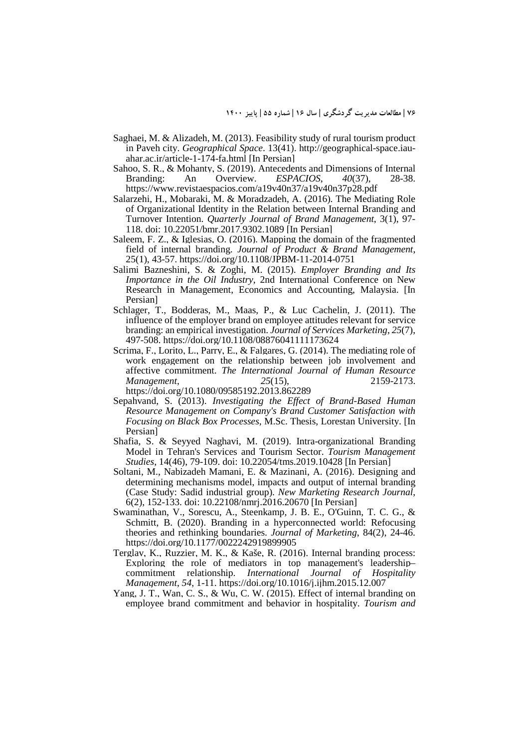Saghaei, M. & Alizadeh, M. (2013). Feasibility study of rural tourism product in Paveh city. *Geographical Space*. 13(41). http://geographical-space.iau-ahar.ac.ir/article-1-174-fa.html [In Persian]

Sahoo, S. R., & Mohanty, S. (2019). Antecedents and Dimensions of Internal Branding: An Overview. *ESPACIOS*, *40*(37), 28-38. https://www.revistaespacios.com/a19v40n37/a19v40n37p28.pdf

Salarzehi, H., Mobaraki, M. & Moradzadeh, A. (2016). The Mediating Role of Organizational Identity in the Relation between Internal Branding and Turnover Intention. *Quarterly Journal of Brand Management*, 3(1), 97-118. doi: 10.22051/bmr.2017.9302.1089 [In Persian]

Saleem, F. Z., & Iglesias, O. (2016). Mapping the domain of the fragmented field of internal branding. *Journal of Product & Brand Management*, 25(1), 43-57. https://doi.org/10.1108/JPBM-11-2014-0751

Salimi Bazneshini, S. & Zoghi, M. (2015). *Employer Branding and Its Importance in the Oil Industry*, 2nd International Conference on New Research in Management, Economics and Accounting, Malaysia. [In Persian]

Schlager, T., Bodderas, M., Maas, P., & Luc Cachelin, J. (2011). The influence of the employer brand on employee attitudes relevant for service branding: an empirical investigation. *Journal of Services Marketing*, *25*(7), 497-508. https://doi.org/10.1108/08876041111173624

Scrima, F., Lorito, L., Parry, E., & Falgares, G. (2014). The mediating role of work engagement on the relationship between job involvement and affective commitment. *The International Journal of Human Resource Management*, *25*(15), 2159-2173. https://doi.org/10.1080/09585192.2013.862289

Sepahvand, S. (2013). *Investigating the Effect of Brand-Based Human Resource Management on Company's Brand Customer Satisfaction with Focusing on Black Box Processes*, M.Sc. Thesis, Lorestan University. [In Persian]

Shafia, S. & Seyyed Naghavi, M. (2019). Intra-organizational Branding Model in Tehran's Services and Tourism Sector. *Tourism Management Studies*, 14(46), 79-109. doi: 10.22054/tms.2019.10428 [In Persian]

Soltani, M., Nabizadeh Mamani, E. & Mazinani, A. (2016). Designing and determining mechanisms model, impacts and output of internal branding (Case Study: Sadid industrial group). *New Marketing Research Journal*, 6(2), 152-133. doi: 10.22108/nmrj.2016.20670 [In Persian]

Swaminathan, V., Sorescu, A., Steenkamp, J. B. E., O'Guinn, T. C. G., & Schmitt, B. (2020). Branding in a hyperconnected world: Refocusing theories and rethinking boundaries. *Journal of Marketing*, 84(2), 24-46. https://doi.org/10.1177/0022242919899905

Terglav, K., Ruzzier, M. K., & Kaše, R. (2016). Internal branding process: Exploring the role of mediators in top management's leadership–commitment relationship. *International Journal of Hospitality Management*, *54*, 1-11. https://doi.org/10.1016/j.ijhm.2015.12.007

Yang, J. T., Wan, C. S., & Wu, C. W. (2015). Effect of internal branding on employee brand commitment and behavior in hospitality. *Tourism and*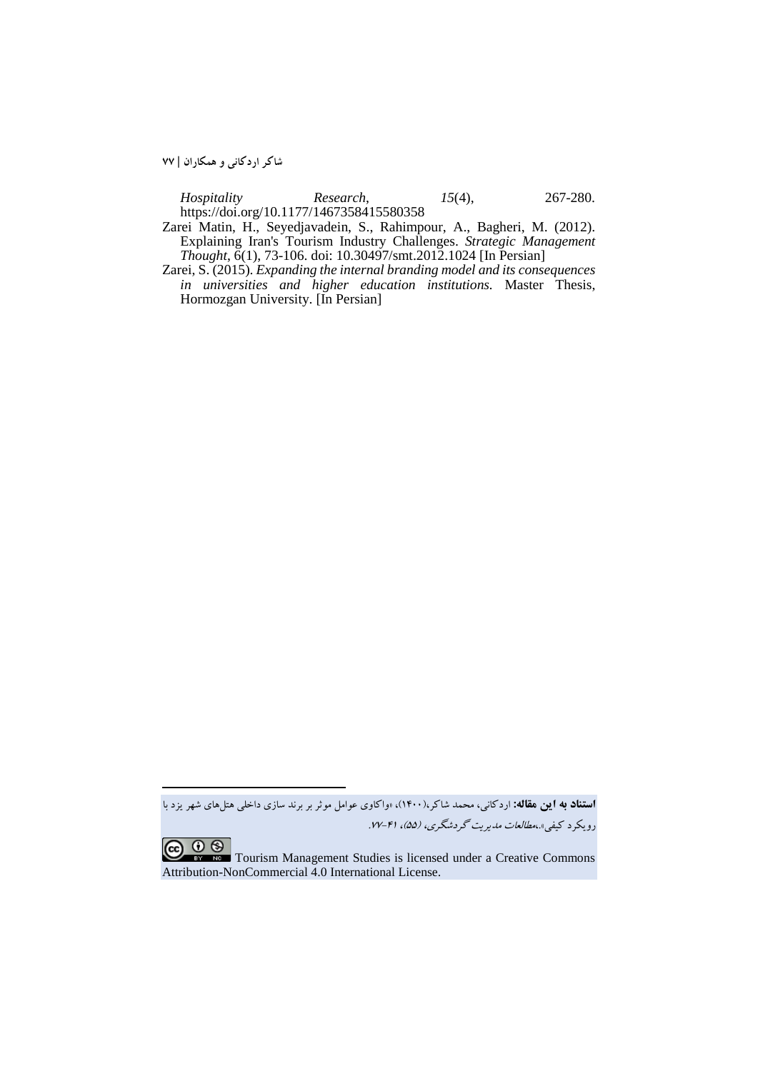*Hospitality Research*, *15*(4), 267-280. https://doi.org/10.1177/1467358415580358

Zarei Matin, H., Seyedjavadein, S., Rahimpour, A., Bagheri, M. (2012). Explaining Iran's Tourism Industry Challenges. *Strategic Management Thought*, 6(1), 73-106. doi: 10.30497/smt.2012.1024 [In Persian]

Zarei, S. (2015). *Expanding the internal branding model and its consequences in universities and higher education institutions.* Master Thesis, Hormozgan University. [In Persian]

---

**استناد به این مقاله:** اردکانی، محمد شاکر،(۱۴۰۰)، «واکاوی عوامل موثر بر برند سازی داخلی هتل‌های شهر یزد با رویکرد کیفی».،*مطالعات مدیریت گردشگری، (۵۵)، ۴۱-۷۷*.

Tourism Management Studies is licensed under a Creative Commons Attribution-NonCommercial 4.0 International License.